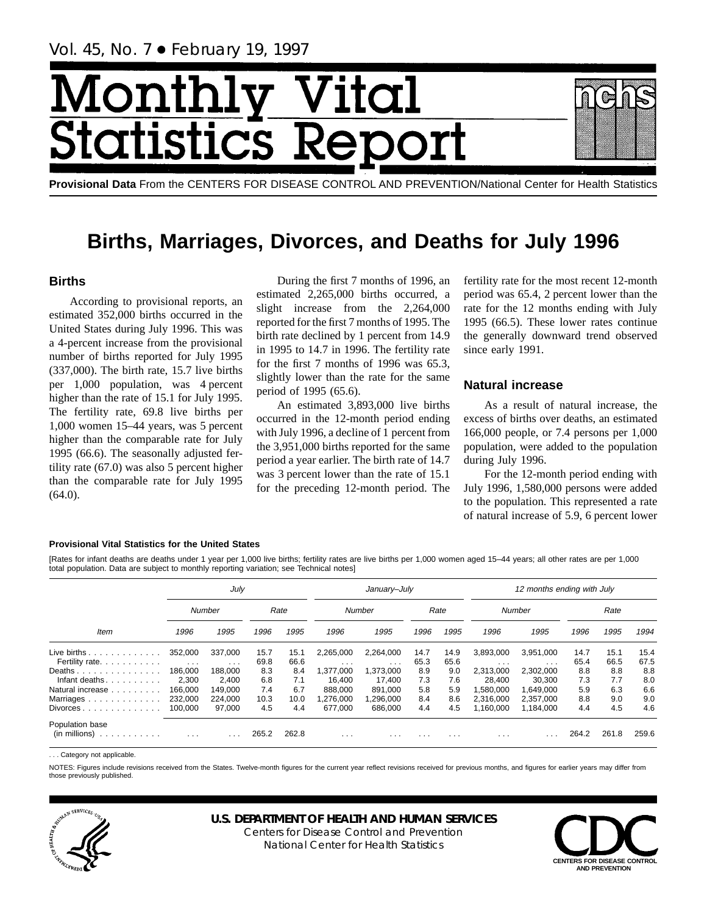Vol. 45, No. 7 • February 19, 1997

# Monthly Vital Statistics Report

**Provisional Data** From the CENTERS FOR DISEASE CONTROL AND PREVENTION/National Center for Health Statistics

# Births, Marriages, Divorces, and Deaths for July 1996

## Births

According to provisional reports, an estimated 352,000 births occurred in the United States during July 1996. This was a 4-percent increase from the provisional number of births reported for July 1995 (337,000). The birth rate, 15.7 live births per 1,000 population, was 4 percent higher than the rate of 15.1 for July 1995. The fertility rate, 69.8 live births per 1,000 women 15–44 years, was 5 percent higher than the comparable rate for July 1995 (66.6). The seasonally adjusted fertility rate (67.0) was also 5 percent higher than the comparable rate for July 1995 (64.0).

During the first 7 months of 1996, an estimated 2,265,000 births occurred, a slight increase from the 2,264,000 reported for the first 7 months of 1995. The birth rate declined by 1 percent from 14.9 in 1995 to 14.7 in 1996. The fertility rate for the first 7 months of 1996 was 65.3, slightly lower than the rate for the same period of 1995 (65.6).

An estimated 3,893,000 live births occurred in the 12-month period ending with July 1996, a decline of 1 percent from the 3,951,000 births reported for the same period a year earlier. The birth rate of 14.7 was 3 percent lower than the rate of 15.1 for the preceding 12-month period. The fertility rate for the most recent 12-month period was 65.4, 2 percent lower than the rate for the 12 months ending with July 1995 (66.5). These lower rates continue the generally downward trend observed since early 1991.

## Natural increase

As a result of natural increase, the excess of births over deaths, an estimated 166,000 people, or 7.4 persons per 1,000 population, were added to the population during July 1996.

For the 12-month period ending with July 1996, 1,580,000 persons were added to the population. This represented a rate of natural increase of 5.9, 6 percent lower

**Provisional Vital Statistics for the United States**

[Rates for infant deaths are deaths under 1 year per 1,000 live births; fertility rates are live births per 1,000 women aged 15–44 years; all other rates are per 1,000 total population. Data are subject to monthly reporting variation; see Technical notes]

| Item | July | | | | January–July | | | | 12 months ending with July | | | | |
|---|---|---|---|---|---|---|---|---|---|---|---|---|---|
| | Number | | Rate | | Number | | Rate | | Number | | Rate | | |
| | 1996 | 1995 | 1996 | 1995 | 1996 | 1995 | 1996 | 1995 | 1996 | 1995 | 1996 | 1995 | 1994 |
| Live births | 352,000 | 337,000 | 15.7 | 15.1 | 2,265,000 | 2,264,000 | 14.7 | 14.9 | 3,893,000 | 3,951,000 | 14.7 | 15.1 | 15.4 |
| Fertility rate | . . . | . . . | 69.8 | 66.6 | . . . | . . . | 65.3 | 65.6 | . . . | . . . | 65.4 | 66.5 | 67.5 |
| Deaths | 186,000 | 188,000 | 8.3 | 8.4 | 1,377,000 | 1,373,000 | 8.9 | 9.0 | 2,313,000 | 2,302,000 | 8.8 | 8.8 | 8.8 |
| Infant deaths | 2,300 | 2,400 | 6.8 | 7.1 | 16,400 | 17,400 | 7.3 | 7.6 | 28,400 | 30,300 | 7.3 | 7.7 | 8.0 |
| Natural increase | 166,000 | 149,000 | 7.4 | 6.7 | 888,000 | 891,000 | 5.8 | 5.9 | 1,580,000 | 1,649,000 | 5.9 | 6.3 | 6.6 |
| Marriages | 232,000 | 224,000 | 10.3 | 10.0 | 1,276,000 | 1,296,000 | 8.4 | 8.6 | 2,316,000 | 2,357,000 | 8.8 | 9.0 | 9.0 |
| Divorces | 100,000 | 97,000 | 4.5 | 4.4 | 677,000 | 686,000 | 4.4 | 4.5 | 1,160,000 | 1,184,000 | 4.4 | 4.5 | 4.6 |
| Population base (in millions) | . . . | . . . | 265.2 | 262.8 | . . . | . . . | . . . | . . . | . . . | . . . | 264.2 | 261.8 | 259.6 |

. . . Category not applicable.

NOTES: Figures include revisions received from the States. Twelve-month figures for the current year reflect revisions received for previous months, and figures for earlier years may differ from those previously published.

**U.S. DEPARTMENT OF HEALTH AND HUMAN SERVICES**
Centers for Disease Control and Prevention
National Center for Health Statistics

CDC CENTERS FOR DISEASE CONTROL AND PREVENTION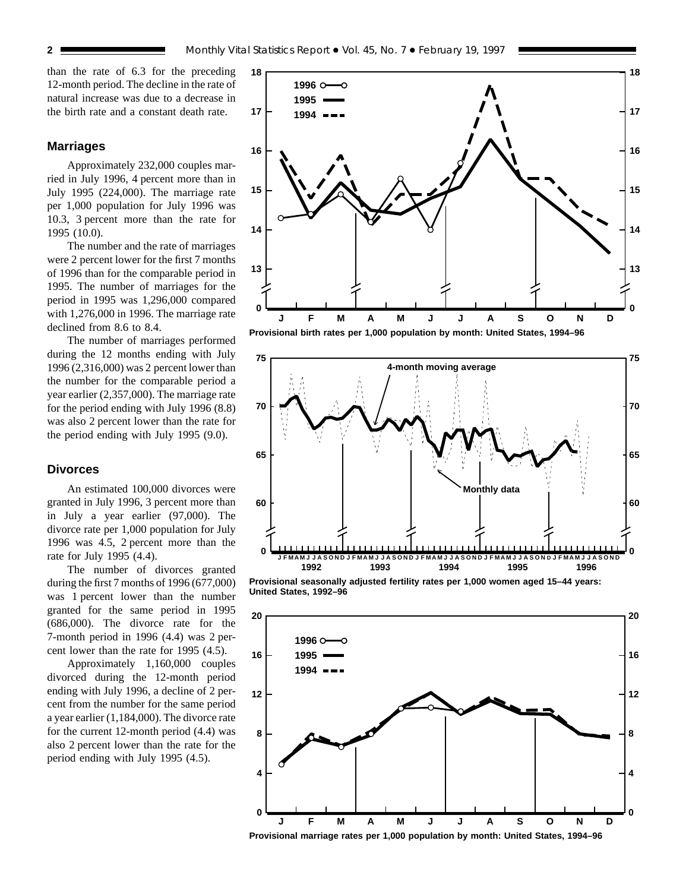than the rate of 6.3 for the preceding 12-month period. The decline in the rate of natural increase was due to a decrease in the birth rate and a constant death rate.

## Marriages

Approximately 232,000 couples married in July 1996, 4 percent more than in July 1995 (224,000). The marriage rate per 1,000 population for July 1996 was 10.3, 3 percent more than the rate for 1995 (10.0).

The number and the rate of marriages were 2 percent lower for the first 7 months of 1996 than for the comparable period in 1995. The number of marriages for the period in 1995 was 1,296,000 compared with 1,276,000 in 1996. The marriage rate declined from 8.6 to 8.4.

The number of marriages performed during the 12 months ending with July 1996 (2,316,000) was 2 percent lower than the number for the comparable period a year earlier (2,357,000). The marriage rate for the period ending with July 1996 (8.8) was also 2 percent lower than the rate for the period ending with July 1995 (9.0).

## Divorces

An estimated 100,000 divorces were granted in July 1996, 3 percent more than in July a year earlier (97,000). The divorce rate per 1,000 population for July 1996 was 4.5, 2 percent more than the rate for July 1995 (4.4).

The number of divorces granted during the first 7 months of 1996 (677,000) was 1 percent lower than the number granted for the same period in 1995 (686,000). The divorce rate for the 7-month period in 1996 (4.4) was 2 percent lower than the rate for 1995 (4.5).

Approximately 1,160,000 couples divorced during the 12-month period ending with July 1996, a decline of 2 percent from the number for the same period a year earlier (1,184,000). The divorce rate for the current 12-month period (4.4) was also 2 percent lower than the rate for the period ending with July 1995 (4.5).

1996
1995
1994
18
17
16
15
14
13
0
J F M A M J J A S O N D

**Provisional birth rates per 1,000 population by month: United States, 1994–96**

4-month moving average
Monthly data
75
70
65
60
0
J F M A M J J A S O N D J F M A M J J A S O N D J F M A M J J A S O N D J F M A M J J A S O N D J F M A M J J A S O N D
1992 1993 1994 1995 1996

**Provisional seasonally adjusted fertility rates per 1,000 women aged 15–44 years: United States, 1992–96**

1996
1995
1994
20
16
12
8
4
0
J F M A M J J A S O N D

**Provisional marriage rates per 1,000 population by month: United States, 1994–96**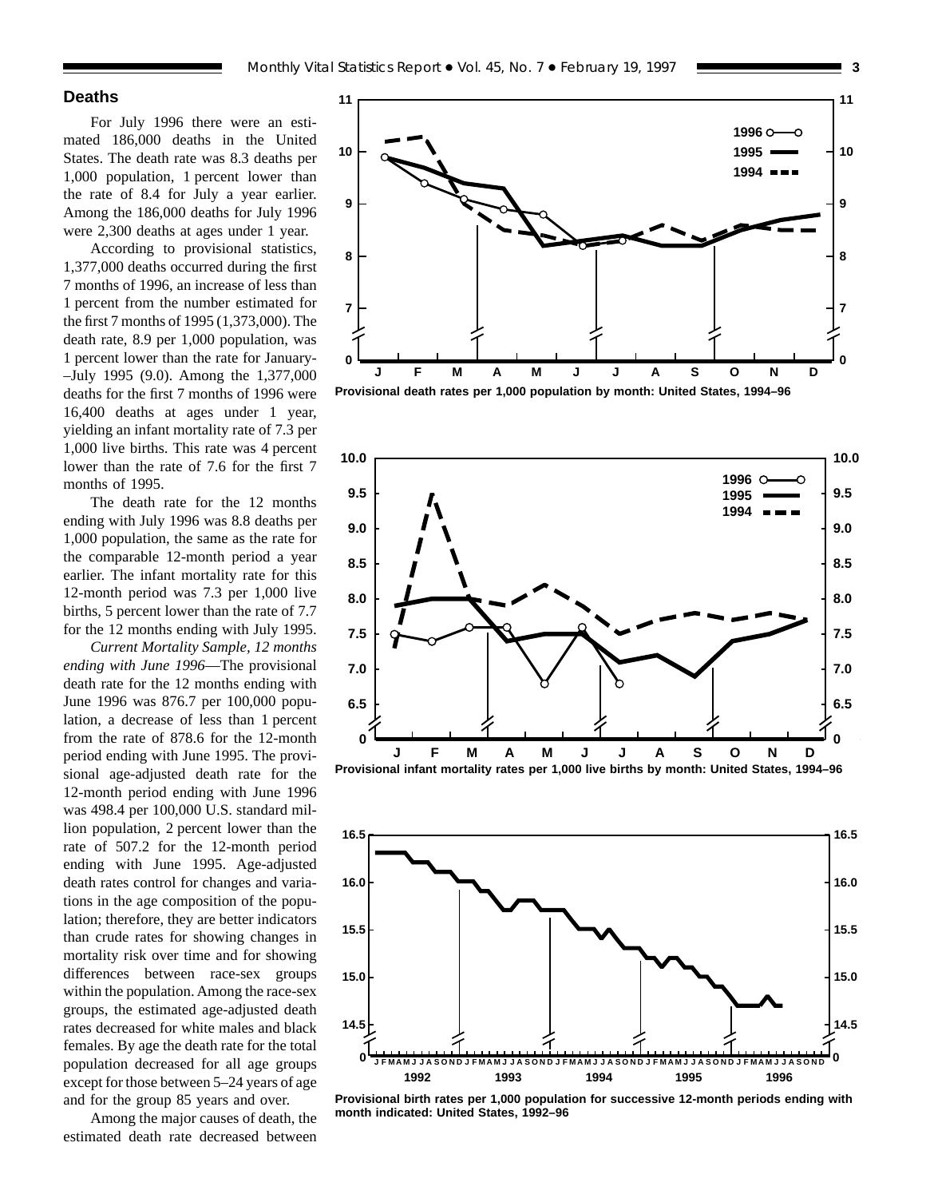## Deaths

For July 1996 there were an estimated 186,000 deaths in the United States. The death rate was 8.3 deaths per 1,000 population, 1 percent lower than the rate of 8.4 for July a year earlier. Among the 186,000 deaths for July 1996 were 2,300 deaths at ages under 1 year.

According to provisional statistics, 1,377,000 deaths occurred during the first 7 months of 1996, an increase of less than 1 percent from the number estimated for the first 7 months of 1995 (1,373,000). The death rate, 8.9 per 1,000 population, was 1 percent lower than the rate for January–July 1995 (9.0). Among the 1,377,000 deaths for the first 7 months of 1996 were 16,400 deaths at ages under 1 year, yielding an infant mortality rate of 7.3 per 1,000 live births. This rate was 4 percent lower than the rate of 7.6 for the first 7 months of 1995.

The death rate for the 12 months ending with July 1996 was 8.8 deaths per 1,000 population, the same as the rate for the comparable 12-month period a year earlier. The infant mortality rate for this 12-month period was 7.3 per 1,000 live births, 5 percent lower than the rate of 7.7 for the 12 months ending with July 1995.

*Current Mortality Sample, 12 months ending with June 1996*—The provisional death rate for the 12 months ending with June 1996 was 876.7 per 100,000 population, a decrease of less than 1 percent from the rate of 878.6 for the 12-month period ending with June 1995. The provisional age-adjusted death rate for the 12-month period ending with June 1996 was 498.4 per 100,000 U.S. standard million population, 2 percent lower than the rate of 507.2 for the 12-month period ending with June 1995. Age-adjusted death rates control for changes and variations in the age composition of the population; therefore, they are better indicators than crude rates for showing changes in mortality risk over time and for showing differences between race-sex groups within the population. Among the race-sex groups, the estimated age-adjusted death rates decreased for white males and black females. By age the death rate for the total population decreased for all age groups except for those between 5–24 years of age and for the group 85 years and over.

Among the major causes of death, the estimated death rate decreased between

11
10
9
8
7
0
1996
1995
1994
J F M A M J J A S O N D

Provisional death rates per 1,000 population by month: United States, 1994–96

10.0
9.5
9.0
8.5
8.0
7.5
7.0
6.5
0
1996
1995
1994
J F M A M J J A S O N D

Provisional infant mortality rates per 1,000 live births by month: United States, 1994–96

16.5
16.0
15.5
15.0
14.5
0
J F M A M J J A S O N D J F M A M J J A S O N D J F M A M J J A S O N D J F M A M J J A S O N D J F M A M J J A S O N D
1992 1993 1994 1995 1996

Provisional birth rates per 1,000 population for successive 12-month periods ending with month indicated: United States, 1992–96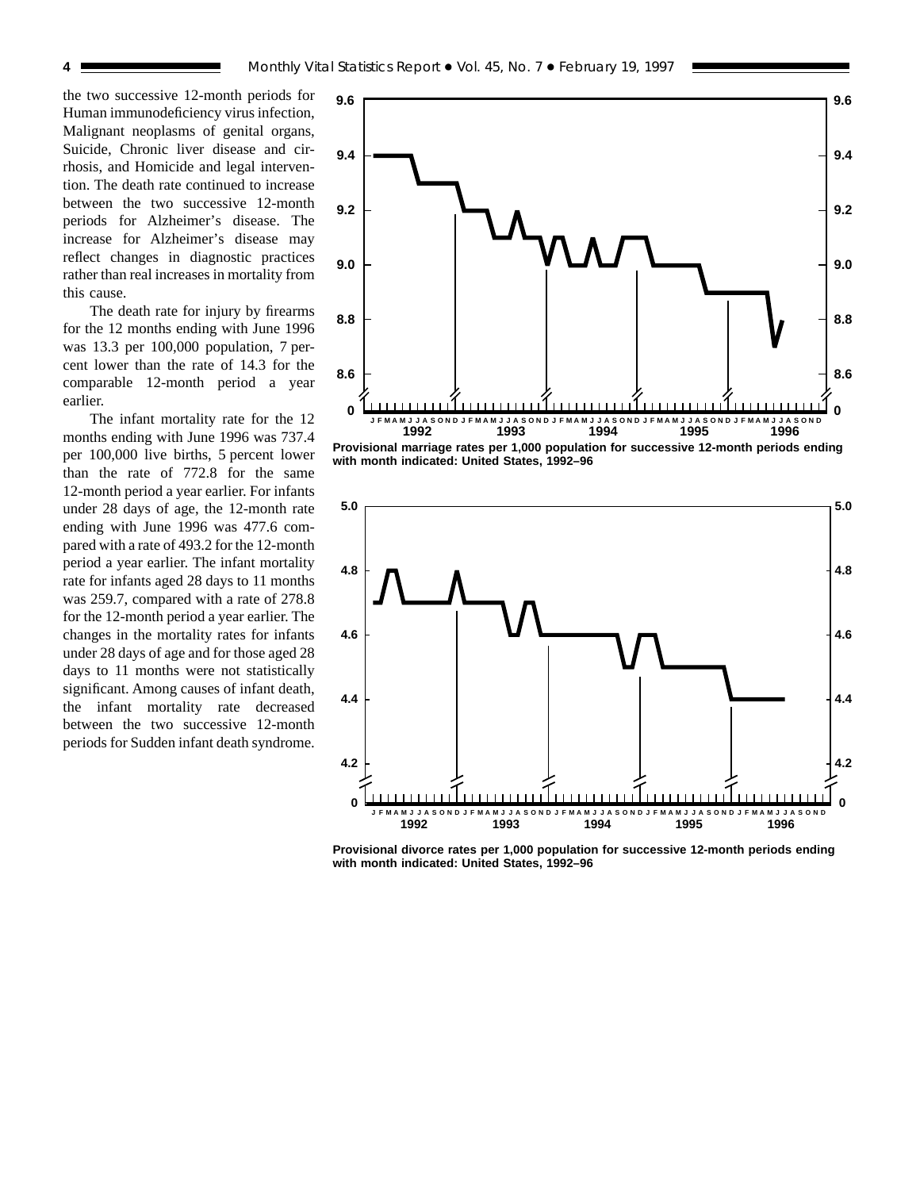the two successive 12-month periods for Human immunodeficiency virus infection, Malignant neoplasms of genital organs, Suicide, Chronic liver disease and cirrhosis, and Homicide and legal intervention. The death rate continued to increase between the two successive 12-month periods for Alzheimer's disease. The increase for Alzheimer's disease may reflect changes in diagnostic practices rather than real increases in mortality from this cause.

The death rate for injury by firearms for the 12 months ending with June 1996 was 13.3 per 100,000 population, 7 percent lower than the rate of 14.3 for the comparable 12-month period a year earlier.

The infant mortality rate for the 12 months ending with June 1996 was 737.4 per 100,000 live births, 5 percent lower than the rate of 772.8 for the same 12-month period a year earlier. For infants under 28 days of age, the 12-month rate ending with June 1996 was 477.6 compared with a rate of 493.2 for the 12-month period a year earlier. The infant mortality rate for infants aged 28 days to 11 months was 259.7, compared with a rate of 278.8 for the 12-month period a year earlier. The changes in the mortality rates for infants under 28 days of age and for those aged 28 days to 11 months were not statistically significant. Among causes of infant death, the infant mortality rate decreased between the two successive 12-month periods for Sudden infant death syndrome.

9.6
9.4
9.2
9.0
8.8
8.6
0

J F M A M J J A S O N D J F M A M J J A S O N D J F M A M J J A S O N D J F M A M J J A S O N D J F M A M J J A S O N D

1992 1993 1994 1995 1996

**Provisional marriage rates per 1,000 population for successive 12-month periods ending with month indicated: United States, 1992–96**

5.0
4.8
4.6
4.4
4.2
0

J F M A M J J A S O N D J F M A M J J A S O N D J F M A M J J A S O N D J F M A M J J A S O N D J F M A M J J A S O N D

1992 1993 1994 1995 1996

**Provisional divorce rates per 1,000 population for successive 12-month periods ending with month indicated: United States, 1992–96**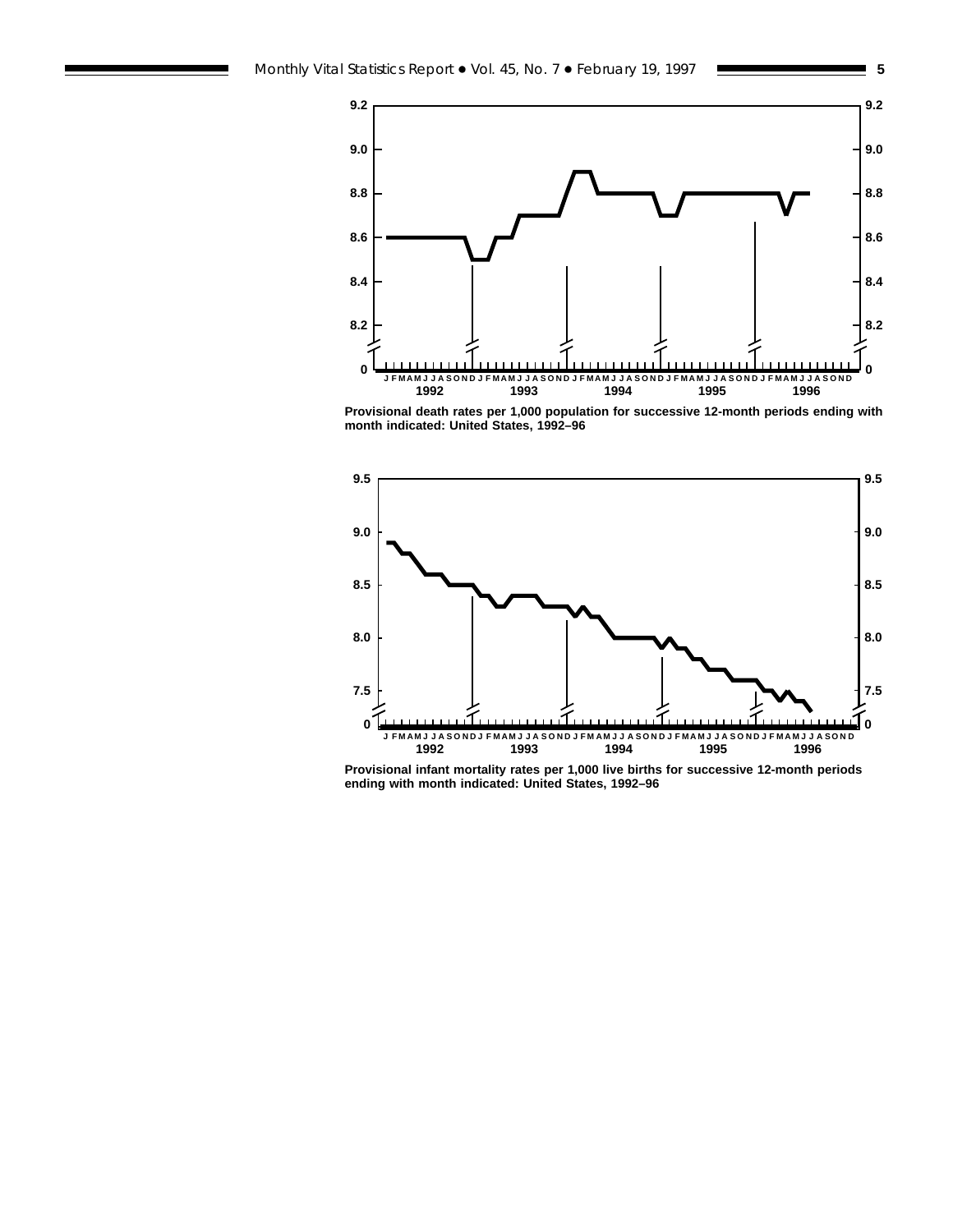9.2
9.0
8.8
8.6
8.4
8.2
0

J F M A M J J A S O N D J F M A M J J A S O N D J F M A M J J A S O N D J F M A M J J A S O N D J F M A M J J A S O N D

1992 1993 1994 1995 1996

**Provisional death rates per 1,000 population for successive 12-month periods ending with month indicated: United States, 1992–96**

9.5
9.0
8.5
8.0
7.5
0

J F M A M J J A S O N D J F M A M J J A S O N D J F M A M J J A S O N D J F M A M J J A S O N D J F M A M J J A S O N D

1992 1993 1994 1995 1996

**Provisional infant mortality rates per 1,000 live births for successive 12-month periods ending with month indicated: United States, 1992–96**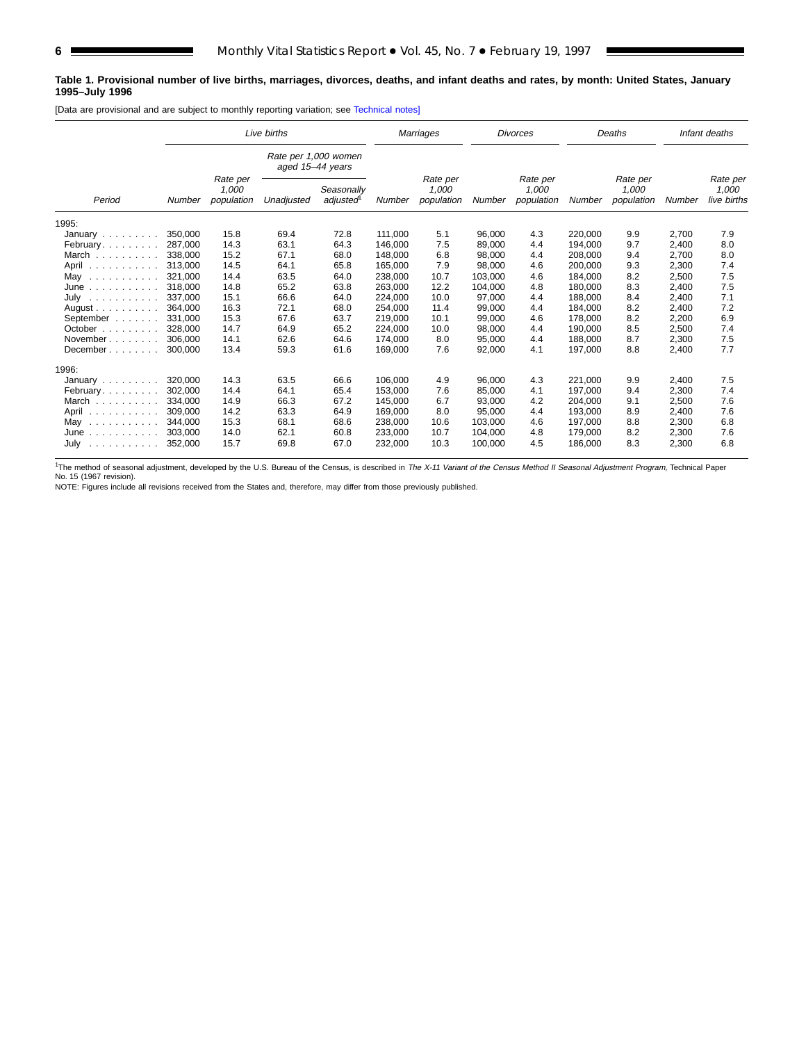**Table 1. Provisional number of live births, marriages, divorces, deaths, and infant deaths and rates, by month: United States, January 1995–July 1996**

[Data are provisional and are subject to monthly reporting variation; see Technical notes]

| Period | Live births | | | | Marriages | | Divorces | | Deaths | | Infant deaths | |
|---|---|---|---|---|---|---|---|---|---|---|---|---|
| | | | Rate per 1,000 women aged 15–44 years | | | | | | | | | |
| | Number | Rate per 1,000 population | Unadjusted | Seasonally adjusted[1] | Number | Rate per 1,000 population | Number | Rate per 1,000 population | Number | Rate per 1,000 population | Number | Rate per 1,000 live births |
| 1995: | | | | | | | | | | | | |
| January | 350,000 | 15.8 | 69.4 | 72.8 | 111,000 | 5.1 | 96,000 | 4.3 | 220,000 | 9.9 | 2,700 | 7.9 |
| February | 287,000 | 14.3 | 63.1 | 64.3 | 146,000 | 7.5 | 89,000 | 4.4 | 194,000 | 9.7 | 2,400 | 8.0 |
| March | 338,000 | 15.2 | 67.1 | 68.0 | 148,000 | 6.8 | 98,000 | 4.4 | 208,000 | 9.4 | 2,700 | 8.0 |
| April | 313,000 | 14.5 | 64.1 | 65.8 | 165,000 | 7.9 | 98,000 | 4.6 | 200,000 | 9.3 | 2,300 | 7.4 |
| May | 321,000 | 14.4 | 63.5 | 64.0 | 238,000 | 10.7 | 103,000 | 4.6 | 184,000 | 8.2 | 2,500 | 7.5 |
| June | 318,000 | 14.8 | 65.2 | 63.8 | 263,000 | 12.2 | 104,000 | 4.8 | 180,000 | 8.3 | 2,400 | 7.5 |
| July | 337,000 | 15.1 | 66.6 | 64.0 | 224,000 | 10.0 | 97,000 | 4.4 | 188,000 | 8.4 | 2,400 | 7.1 |
| August | 364,000 | 16.3 | 72.1 | 68.0 | 254,000 | 11.4 | 99,000 | 4.4 | 184,000 | 8.2 | 2,400 | 7.2 |
| September | 331,000 | 15.3 | 67.6 | 63.7 | 219,000 | 10.1 | 99,000 | 4.6 | 178,000 | 8.2 | 2,200 | 6.9 |
| October | 328,000 | 14.7 | 64.9 | 65.2 | 224,000 | 10.0 | 98,000 | 4.4 | 190,000 | 8.5 | 2,500 | 7.4 |
| November | 306,000 | 14.1 | 62.6 | 64.6 | 174,000 | 8.0 | 95,000 | 4.4 | 188,000 | 8.7 | 2,300 | 7.5 |
| December | 300,000 | 13.4 | 59.3 | 61.6 | 169,000 | 7.6 | 92,000 | 4.1 | 197,000 | 8.8 | 2,400 | 7.7 |
| 1996: | | | | | | | | | | | | |
| January | 320,000 | 14.3 | 63.5 | 66.6 | 106,000 | 4.9 | 96,000 | 4.3 | 221,000 | 9.9 | 2,400 | 7.5 |
| February | 302,000 | 14.4 | 64.1 | 65.4 | 153,000 | 7.6 | 85,000 | 4.1 | 197,000 | 9.4 | 2,300 | 7.4 |
| March | 334,000 | 14.9 | 66.3 | 67.2 | 145,000 | 6.7 | 93,000 | 4.2 | 204,000 | 9.1 | 2,500 | 7.6 |
| April | 309,000 | 14.2 | 63.3 | 64.9 | 169,000 | 8.0 | 95,000 | 4.4 | 193,000 | 8.9 | 2,400 | 7.6 |
| May | 344,000 | 15.3 | 68.1 | 68.6 | 238,000 | 10.6 | 103,000 | 4.6 | 197,000 | 8.8 | 2,300 | 6.8 |
| June | 303,000 | 14.0 | 62.1 | 60.8 | 233,000 | 10.7 | 104,000 | 4.8 | 179,000 | 8.2 | 2,300 | 7.6 |
| July | 352,000 | 15.7 | 69.8 | 67.0 | 232,000 | 10.3 | 100,000 | 4.5 | 186,000 | 8.3 | 2,300 | 6.8 |

[1]The method of seasonal adjustment, developed by the U.S. Bureau of the Census, is described in *The X-11 Variant of the Census Method II Seasonal Adjustment Program*, Technical Paper No. 15 (1967 revision).

NOTE: Figures include all revisions received from the States and, therefore, may differ from those previously published.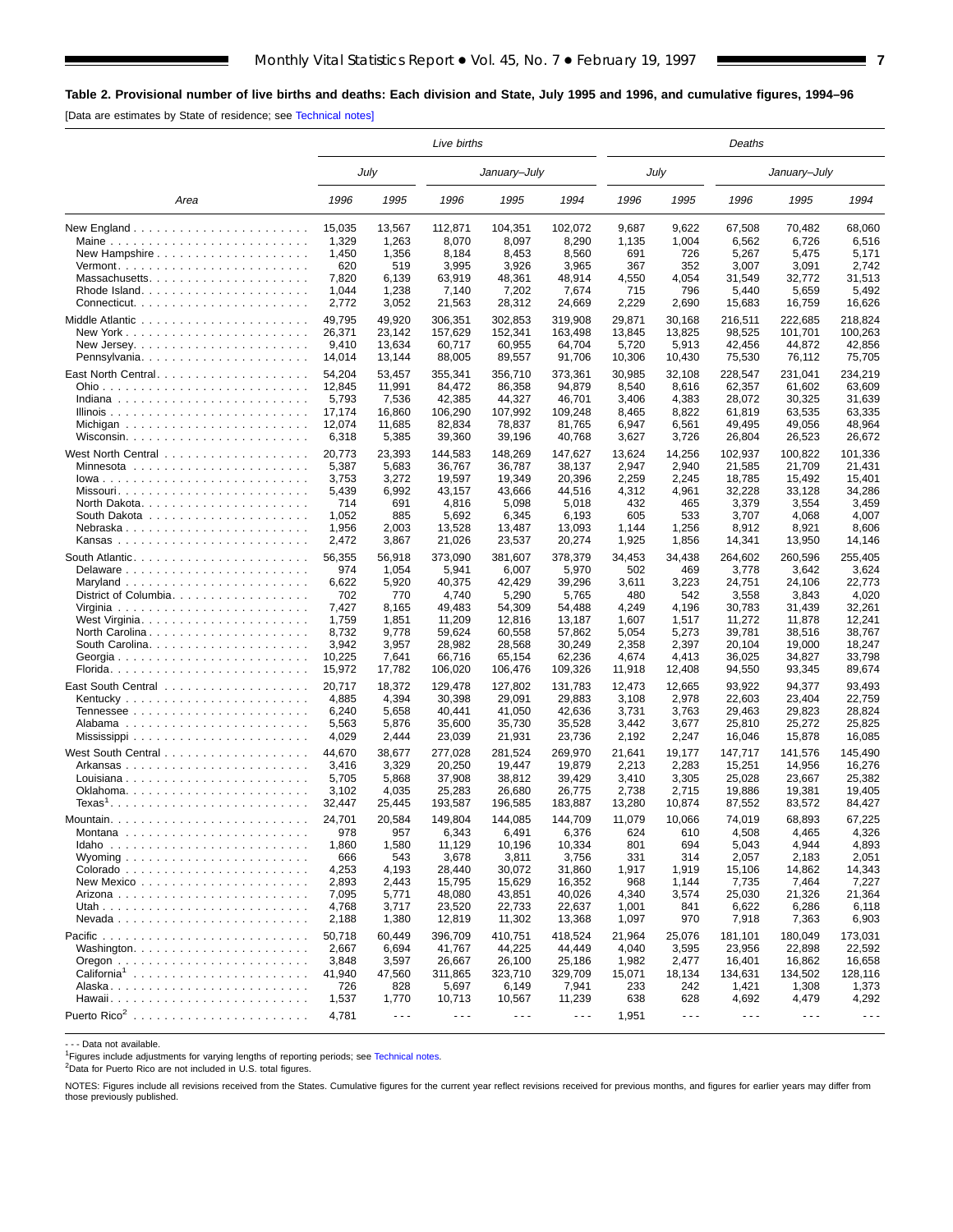## Table 2. Provisional number of live births and deaths: Each division and State, July 1995 and 1996, and cumulative figures, 1994–96

[Data are estimates by State of residence; see Technical notes]

| Area | Live births | | | | | Deaths | | | | |
|---|---|---|---|---|---|---|---|---|---|---|
| | July | | January–July | | | July | | January–July | | |
| | 1996 | 1995 | 1996 | 1995 | 1994 | 1996 | 1995 | 1996 | 1995 | 1994 |
| New England | 15,035 | 13,567 | 112,871 | 104,351 | 102,072 | 9,687 | 9,622 | 67,508 | 70,482 | 68,060 |
| Maine | 1,329 | 1,263 | 8,070 | 8,097 | 8,290 | 1,135 | 1,004 | 6,562 | 6,726 | 6,516 |
| New Hampshire | 1,450 | 1,356 | 8,184 | 8,453 | 8,560 | 691 | 726 | 5,267 | 5,475 | 5,171 |
| Vermont | 620 | 519 | 3,995 | 3,926 | 3,965 | 367 | 352 | 3,007 | 3,091 | 2,742 |
| Massachusetts | 7,820 | 6,139 | 63,919 | 48,361 | 48,914 | 4,550 | 4,054 | 31,549 | 32,772 | 31,513 |
| Rhode Island | 1,044 | 1,238 | 7,140 | 7,202 | 7,674 | 715 | 796 | 5,440 | 5,659 | 5,492 |
| Connecticut | 2,772 | 3,052 | 21,563 | 28,312 | 24,669 | 2,229 | 2,690 | 15,683 | 16,759 | 16,626 |
| Middle Atlantic | 49,795 | 49,920 | 306,351 | 302,853 | 319,908 | 29,871 | 30,168 | 216,511 | 222,685 | 218,824 |
| New York | 26,371 | 23,142 | 157,629 | 152,341 | 163,498 | 13,845 | 13,825 | 98,525 | 101,701 | 100,263 |
| New Jersey | 9,410 | 13,634 | 60,717 | 60,955 | 64,704 | 5,720 | 5,913 | 42,456 | 44,872 | 42,856 |
| Pennsylvania | 14,014 | 13,144 | 88,005 | 89,557 | 91,706 | 10,306 | 10,430 | 75,530 | 76,112 | 75,705 |
| East North Central | 54,204 | 53,457 | 355,341 | 356,710 | 373,361 | 30,985 | 32,108 | 228,547 | 231,041 | 234,219 |
| Ohio | 12,845 | 11,991 | 84,472 | 86,358 | 94,879 | 8,540 | 8,616 | 62,357 | 61,602 | 63,609 |
| Indiana | 5,793 | 7,536 | 42,385 | 44,327 | 46,701 | 3,406 | 4,383 | 28,072 | 30,325 | 31,639 |
| Illinois | 17,174 | 16,860 | 106,290 | 107,992 | 109,248 | 8,465 | 8,822 | 61,819 | 63,535 | 63,335 |
| Michigan | 12,074 | 11,685 | 82,834 | 78,837 | 81,765 | 6,947 | 6,561 | 49,495 | 49,056 | 48,964 |
| Wisconsin | 6,318 | 5,385 | 39,360 | 39,196 | 40,768 | 3,627 | 3,726 | 26,804 | 26,523 | 26,672 |
| West North Central | 20,773 | 23,393 | 144,583 | 148,269 | 147,627 | 13,624 | 14,256 | 102,937 | 100,822 | 101,336 |
| Minnesota | 5,387 | 5,683 | 36,767 | 36,787 | 38,137 | 2,947 | 2,940 | 21,585 | 21,709 | 21,431 |
| Iowa | 3,753 | 3,272 | 19,597 | 19,349 | 20,396 | 2,259 | 2,245 | 18,785 | 15,492 | 15,401 |
| Missouri | 5,439 | 6,992 | 43,157 | 43,666 | 44,516 | 4,312 | 4,961 | 32,228 | 33,128 | 34,286 |
| North Dakota | 714 | 691 | 4,816 | 5,098 | 5,018 | 432 | 465 | 3,379 | 3,554 | 3,459 |
| South Dakota | 1,052 | 885 | 5,692 | 6,345 | 6,193 | 605 | 533 | 3,707 | 4,068 | 4,007 |
| Nebraska | 1,956 | 2,003 | 13,528 | 13,487 | 13,093 | 1,144 | 1,256 | 8,912 | 8,921 | 8,606 |
| Kansas | 2,472 | 3,867 | 21,026 | 23,537 | 20,274 | 1,925 | 1,856 | 14,341 | 13,950 | 14,146 |
| South Atlantic | 56,355 | 56,918 | 373,090 | 381,607 | 378,379 | 34,453 | 34,438 | 264,602 | 260,596 | 255,405 |
| Delaware | 974 | 1,054 | 5,941 | 6,007 | 5,970 | 502 | 469 | 3,778 | 3,642 | 3,624 |
| Maryland | 6,622 | 5,920 | 40,375 | 42,429 | 39,296 | 3,611 | 3,223 | 24,751 | 24,106 | 22,773 |
| District of Columbia | 702 | 770 | 4,740 | 5,290 | 5,765 | 480 | 542 | 3,558 | 3,843 | 4,020 |
| Virginia | 7,427 | 8,165 | 49,483 | 54,309 | 54,488 | 4,249 | 4,196 | 30,783 | 31,439 | 32,261 |
| West Virginia | 1,759 | 1,851 | 11,209 | 12,816 | 13,187 | 1,607 | 1,517 | 11,272 | 11,878 | 12,241 |
| North Carolina | 8,732 | 9,778 | 59,624 | 60,558 | 57,862 | 5,054 | 5,273 | 39,781 | 38,516 | 38,767 |
| South Carolina | 3,942 | 3,957 | 28,982 | 28,568 | 30,249 | 2,358 | 2,397 | 20,104 | 19,000 | 18,247 |
| Georgia | 10,225 | 7,641 | 66,716 | 65,154 | 62,236 | 4,674 | 4,413 | 36,025 | 34,827 | 33,798 |
| Florida | 15,972 | 17,782 | 106,020 | 106,476 | 109,326 | 11,918 | 12,408 | 94,550 | 93,345 | 89,674 |
| East South Central | 20,717 | 18,372 | 129,478 | 127,802 | 131,783 | 12,473 | 12,665 | 93,922 | 94,377 | 93,493 |
| Kentucky | 4,885 | 4,394 | 30,398 | 29,091 | 29,883 | 3,108 | 2,978 | 22,603 | 23,404 | 22,759 |
| Tennessee | 6,240 | 5,658 | 40,441 | 41,050 | 42,636 | 3,731 | 3,763 | 29,463 | 29,823 | 28,824 |
| Alabama | 5,563 | 5,876 | 35,600 | 35,730 | 35,528 | 3,442 | 3,677 | 25,810 | 25,272 | 25,825 |
| Mississippi | 4,029 | 2,444 | 23,039 | 21,931 | 23,736 | 2,192 | 2,247 | 16,046 | 15,878 | 16,085 |
| West South Central | 44,670 | 38,677 | 277,028 | 281,524 | 269,970 | 21,641 | 19,177 | 147,717 | 141,576 | 145,490 |
| Arkansas | 3,416 | 3,329 | 20,250 | 19,447 | 19,879 | 2,213 | 2,283 | 15,251 | 14,956 | 16,276 |
| Louisiana | 5,705 | 5,868 | 37,908 | 38,812 | 39,429 | 3,410 | 3,305 | 25,028 | 23,667 | 25,382 |
| Oklahoma | 3,102 | 4,035 | 25,283 | 26,680 | 26,775 | 2,738 | 2,715 | 19,886 | 19,381 | 19,405 |
| Texas[1] | 32,447 | 25,445 | 193,587 | 196,585 | 183,887 | 13,280 | 10,874 | 87,552 | 83,572 | 84,427 |
| Mountain | 24,701 | 20,584 | 149,804 | 144,085 | 144,709 | 11,079 | 10,066 | 74,019 | 68,893 | 67,225 |
| Montana | 978 | 957 | 6,343 | 6,491 | 6,376 | 624 | 610 | 4,508 | 4,465 | 4,326 |
| Idaho | 1,860 | 1,580 | 11,129 | 10,196 | 10,334 | 801 | 694 | 5,043 | 4,944 | 4,893 |
| Wyoming | 666 | 543 | 3,678 | 3,811 | 3,756 | 331 | 314 | 2,057 | 2,183 | 2,051 |
| Colorado | 4,253 | 4,193 | 28,440 | 30,072 | 31,860 | 1,917 | 1,919 | 15,106 | 14,862 | 14,343 |
| New Mexico | 2,893 | 2,443 | 15,795 | 15,629 | 16,352 | 968 | 1,144 | 7,735 | 7,464 | 7,227 |
| Arizona | 7,095 | 5,771 | 48,080 | 43,851 | 40,026 | 4,340 | 3,574 | 25,030 | 21,326 | 21,364 |
| Utah | 4,768 | 3,717 | 23,520 | 22,733 | 22,637 | 1,001 | 841 | 6,622 | 6,286 | 6,118 |
| Nevada | 2,188 | 1,380 | 12,819 | 11,302 | 13,368 | 1,097 | 970 | 7,918 | 7,363 | 6,903 |
| Pacific | 50,718 | 60,449 | 396,709 | 410,751 | 418,524 | 21,964 | 25,076 | 181,101 | 180,049 | 173,031 |
| Washington | 2,667 | 6,694 | 41,767 | 44,225 | 44,449 | 4,040 | 3,595 | 23,956 | 22,898 | 22,592 |
| Oregon | 3,848 | 3,597 | 26,667 | 26,100 | 25,186 | 1,982 | 2,477 | 16,401 | 16,862 | 16,658 |
| California[1] | 41,940 | 47,560 | 311,865 | 323,710 | 329,709 | 15,071 | 18,134 | 134,631 | 134,502 | 128,116 |
| Alaska | 726 | 828 | 5,697 | 6,149 | 7,941 | 233 | 242 | 1,421 | 1,308 | 1,373 |
| Hawaii | 1,537 | 1,770 | 10,713 | 10,567 | 11,239 | 638 | 628 | 4,692 | 4,479 | 4,292 |
| Puerto Rico[2] | 4,781 | --- | --- | --- | --- | 1,951 | --- | --- | --- | --- |

--- Data not available.

[1]Figures include adjustments for varying lengths of reporting periods; see Technical notes.

[2]Data for Puerto Rico are not included in U.S. total figures.

NOTES: Figures include all revisions received from the States. Cumulative figures for the current year reflect revisions received for previous months, and figures for earlier years may differ from those previously published.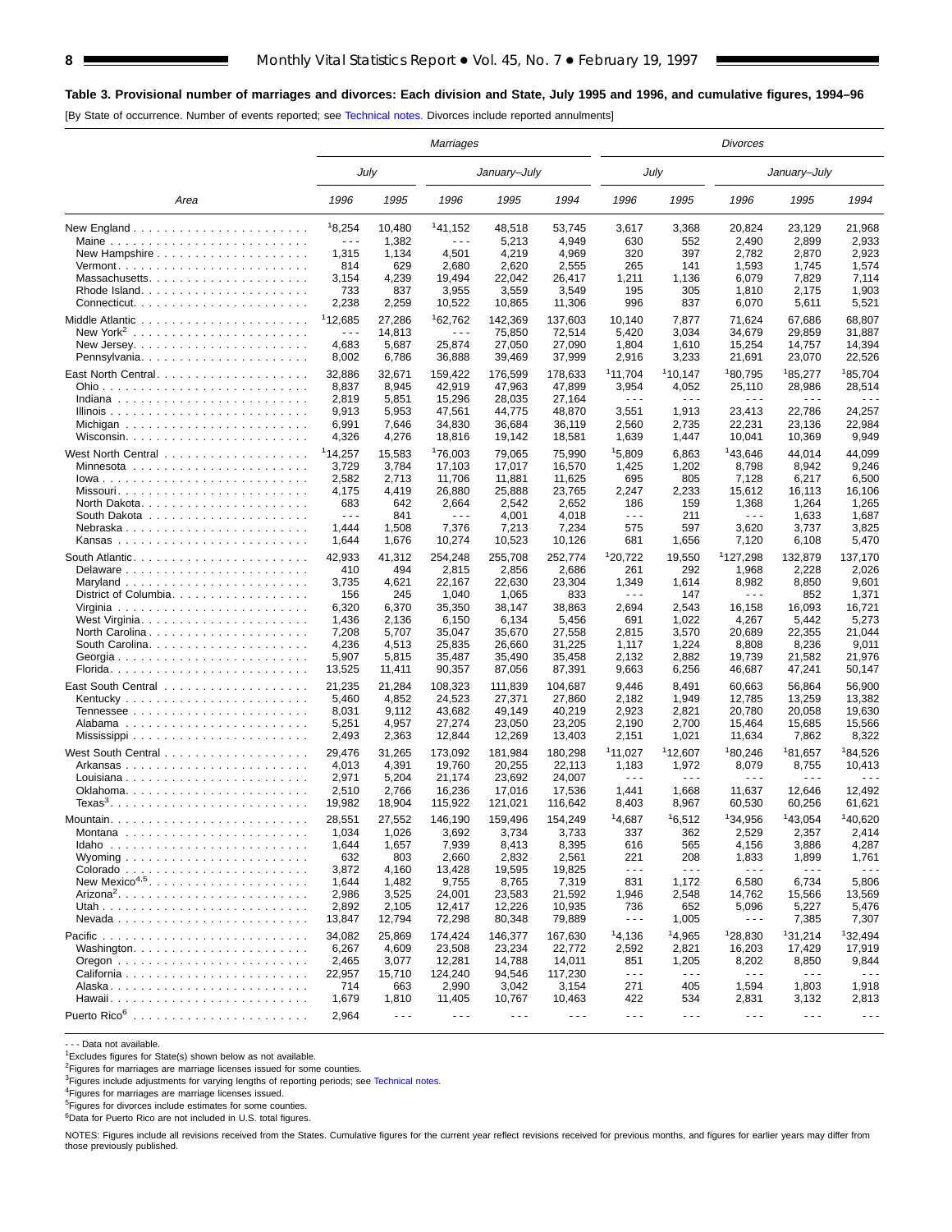### Table 3. Provisional number of marriages and divorces: Each division and State, July 1995 and 1996, and cumulative figures, 1994–96

[By State of occurrence. Number of events reported; see Technical notes. Divorces include reported annulments]

| Area | Marriages | | | | | Divorces | | | | |
|---|---|---|---|---|---|---|---|---|---|---|
| | July | | January–July | | | July | | January–July | | |
| | 1996 | 1995 | 1996 | 1995 | 1994 | 1996 | 1995 | 1996 | 1995 | 1994 |
| New England | [1]8,254 | 10,480 | [1]41,152 | 48,518 | 53,745 | 3,617 | 3,368 | 20,824 | 23,129 | 21,968 |
| Maine | - - - | 1,382 | - - - | 5,213 | 4,949 | 630 | 552 | 2,490 | 2,899 | 2,933 |
| New Hampshire | 1,315 | 1,134 | 4,501 | 4,219 | 4,969 | 320 | 397 | 2,782 | 2,870 | 2,923 |
| Vermont | 814 | 629 | 2,680 | 2,620 | 2,555 | 265 | 141 | 1,593 | 1,745 | 1,574 |
| Massachusetts | 3,154 | 4,239 | 19,494 | 22,042 | 26,417 | 1,211 | 1,136 | 6,079 | 7,829 | 7,114 |
| Rhode Island | 733 | 837 | 3,955 | 3,559 | 3,549 | 195 | 305 | 1,810 | 2,175 | 1,903 |
| Connecticut | 2,238 | 2,259 | 10,522 | 10,865 | 11,306 | 996 | 837 | 6,070 | 5,611 | 5,521 |
| Middle Atlantic | [1]12,685 | 27,286 | [1]62,762 | 142,369 | 137,603 | 10,140 | 7,877 | 71,624 | 67,686 | 68,807 |
| New York[2] | - - - | 14,813 | - - - | 75,850 | 72,514 | 5,420 | 3,034 | 34,679 | 29,859 | 31,887 |
| New Jersey | 4,683 | 5,687 | 25,874 | 27,050 | 27,090 | 1,804 | 1,610 | 15,254 | 14,757 | 14,394 |
| Pennsylvania | 8,002 | 6,786 | 36,888 | 39,469 | 37,999 | 2,916 | 3,233 | 21,691 | 23,070 | 22,526 |
| East North Central | 32,886 | 32,671 | 159,422 | 176,599 | 178,633 | [1]11,704 | [1]10,147 | [1]80,795 | [1]85,277 | [1]85,704 |
| Ohio | 8,837 | 8,945 | 42,919 | 47,963 | 47,899 | 3,954 | 4,052 | 25,110 | 28,986 | 28,514 |
| Indiana | 2,819 | 5,851 | 15,296 | 28,035 | 27,164 | - - - | - - - | - - - | - - - | - - - |
| Illinois | 9,913 | 5,953 | 47,561 | 44,775 | 48,870 | 3,551 | 1,913 | 23,413 | 22,786 | 24,257 |
| Michigan | 6,991 | 7,646 | 34,830 | 36,684 | 36,119 | 2,560 | 2,735 | 22,231 | 23,136 | 22,984 |
| Wisconsin | 4,326 | 4,276 | 18,816 | 19,142 | 18,581 | 1,639 | 1,447 | 10,041 | 10,369 | 9,949 |
| West North Central | [1]14,257 | 15,583 | [1]76,003 | 79,065 | 75,990 | [1]5,809 | 6,863 | [1]43,646 | 44,014 | 44,099 |
| Minnesota | 3,729 | 3,784 | 17,103 | 17,017 | 16,570 | 1,425 | 1,202 | 8,798 | 8,942 | 9,246 |
| Iowa | 2,582 | 2,713 | 11,706 | 11,881 | 11,625 | 695 | 805 | 7,128 | 6,217 | 6,500 |
| Missouri | 4,175 | 4,419 | 26,880 | 25,888 | 23,765 | 2,247 | 2,233 | 15,612 | 16,113 | 16,106 |
| North Dakota | 683 | 642 | 2,664 | 2,542 | 2,652 | 186 | 159 | 1,368 | 1,264 | 1,265 |
| South Dakota | - - - | 841 | - - - | 4,001 | 4,018 | - - - | 211 | - - - | 1,633 | 1,687 |
| Nebraska | 1,444 | 1,508 | 7,376 | 7,213 | 7,234 | 575 | 597 | 3,620 | 3,737 | 3,825 |
| Kansas | 1,644 | 1,676 | 10,274 | 10,523 | 10,126 | 681 | 1,656 | 7,120 | 6,108 | 5,470 |
| South Atlantic | 42,933 | 41,312 | 254,248 | 255,708 | 252,774 | [1]20,722 | 19,550 | [1]127,298 | 132,879 | 137,170 |
| Delaware | 410 | 494 | 2,815 | 2,856 | 2,686 | 261 | 292 | 1,968 | 2,228 | 2,026 |
| Maryland | 3,735 | 4,621 | 22,167 | 22,630 | 23,304 | 1,349 | 1,614 | 8,982 | 8,850 | 9,601 |
| District of Columbia | 156 | 245 | 1,040 | 1,065 | 833 | - - - | 147 | - - - | 852 | 1,371 |
| Virginia | 6,320 | 6,370 | 35,350 | 38,147 | 38,863 | 2,694 | 2,543 | 16,158 | 16,093 | 16,721 |
| West Virginia | 1,436 | 2,136 | 6,150 | 6,134 | 5,456 | 691 | 1,022 | 4,267 | 5,442 | 5,273 |
| North Carolina | 7,208 | 5,707 | 35,047 | 35,670 | 27,558 | 2,815 | 3,570 | 20,689 | 22,355 | 21,044 |
| South Carolina | 4,236 | 4,513 | 25,835 | 26,660 | 31,225 | 1,117 | 1,224 | 8,808 | 8,236 | 9,011 |
| Georgia | 5,907 | 5,815 | 35,487 | 35,490 | 35,458 | 2,132 | 2,882 | 19,739 | 21,582 | 21,976 |
| Florida | 13,525 | 11,411 | 90,357 | 87,056 | 87,391 | 9,663 | 6,256 | 46,687 | 47,241 | 50,147 |
| East South Central | 21,235 | 21,284 | 108,323 | 111,839 | 104,687 | 9,446 | 8,491 | 60,663 | 56,864 | 56,900 |
| Kentucky | 5,460 | 4,852 | 24,523 | 27,371 | 27,860 | 2,182 | 1,949 | 12,785 | 13,259 | 13,382 |
| Tennessee | 8,031 | 9,112 | 43,682 | 49,149 | 40,219 | 2,923 | 2,821 | 20,780 | 20,058 | 19,630 |
| Alabama | 5,251 | 4,957 | 27,274 | 23,050 | 23,205 | 2,190 | 2,700 | 15,464 | 15,685 | 15,566 |
| Mississippi | 2,493 | 2,363 | 12,844 | 12,269 | 13,403 | 2,151 | 1,021 | 11,634 | 7,862 | 8,322 |
| West South Central | 29,476 | 31,265 | 173,092 | 181,984 | 180,298 | [1]11,027 | [1]12,607 | [1]80,246 | [1]81,657 | [1]84,526 |
| Arkansas | 4,013 | 4,391 | 19,760 | 20,255 | 22,113 | 1,183 | 1,972 | 8,079 | 8,755 | 10,413 |
| Louisiana | 2,971 | 5,204 | 21,174 | 23,692 | 24,007 | - - - | - - - | - - - | - - - | - - - |
| Oklahoma | 2,510 | 2,766 | 16,236 | 17,016 | 17,536 | 1,441 | 1,668 | 11,637 | 12,646 | 12,492 |
| Texas[3] | 19,982 | 18,904 | 115,922 | 121,021 | 116,642 | 8,403 | 8,967 | 60,530 | 60,256 | 61,621 |
| Mountain | 28,551 | 27,552 | 146,190 | 159,496 | 154,249 | [1]4,687 | [1]6,512 | [1]34,956 | [1]43,054 | [1]40,620 |
| Montana | 1,034 | 1,026 | 3,692 | 3,734 | 3,733 | 337 | 362 | 2,529 | 2,357 | 2,414 |
| Idaho | 1,644 | 1,657 | 7,939 | 8,413 | 8,395 | 616 | 565 | 4,156 | 3,886 | 4,287 |
| Wyoming | 632 | 803 | 2,660 | 2,832 | 2,561 | 221 | 208 | 1,833 | 1,899 | 1,761 |
| Colorado | 3,872 | 4,160 | 13,428 | 19,595 | 19,825 | - - - | - - - | - - - | - - - | - - - |
| New Mexico[4,5] | 1,644 | 1,482 | 9,755 | 8,765 | 7,319 | 831 | 1,172 | 6,580 | 6,734 | 5,806 |
| Arizona[2] | 2,986 | 3,525 | 24,001 | 23,583 | 21,592 | 1,946 | 2,548 | 14,762 | 15,566 | 13,569 |
| Utah | 2,892 | 2,105 | 12,417 | 12,226 | 10,935 | 736 | 652 | 5,096 | 5,227 | 5,476 |
| Nevada | 13,847 | 12,794 | 72,298 | 80,348 | 79,889 | - - - | 1,005 | - - - | 7,385 | 7,307 |
| Pacific | 34,082 | 25,869 | 174,424 | 146,377 | 167,630 | [1]4,136 | [1]4,965 | [1]28,830 | [1]31,214 | [1]32,494 |
| Washington | 6,267 | 4,609 | 23,508 | 23,234 | 22,772 | 2,592 | 2,821 | 16,203 | 17,429 | 17,919 |
| Oregon | 2,465 | 3,077 | 12,281 | 14,788 | 14,011 | 851 | 1,205 | 8,202 | 8,850 | 9,844 |
| California | 22,957 | 15,710 | 124,240 | 94,546 | 117,230 | - - - | - - - | - - - | - - - | - - - |
| Alaska | 714 | 663 | 2,990 | 3,042 | 3,154 | 271 | 405 | 1,594 | 1,803 | 1,918 |
| Hawaii | 1,679 | 1,810 | 11,405 | 10,767 | 10,463 | 422 | 534 | 2,831 | 3,132 | 2,813 |
| Puerto Rico[6] | 2,964 | - - - | - - - | - - - | - - - | - - - | - - - | - - - | - - - | - - - |

- - - Data not available.
[1]Excludes figures for State(s) shown below as not available.
[2]Figures for marriages are marriage licenses issued for some counties.
[3]Figures include adjustments for varying lengths of reporting periods; see Technical notes.
[4]Figures for marriages are marriage licenses issued.
[5]Figures for divorces include estimates for some counties.
[6]Data for Puerto Rico are not included in U.S. total figures.

NOTES: Figures include all revisions received from the States. Cumulative figures for the current year reflect revisions received for previous months, and figures for earlier years may differ from those previously published.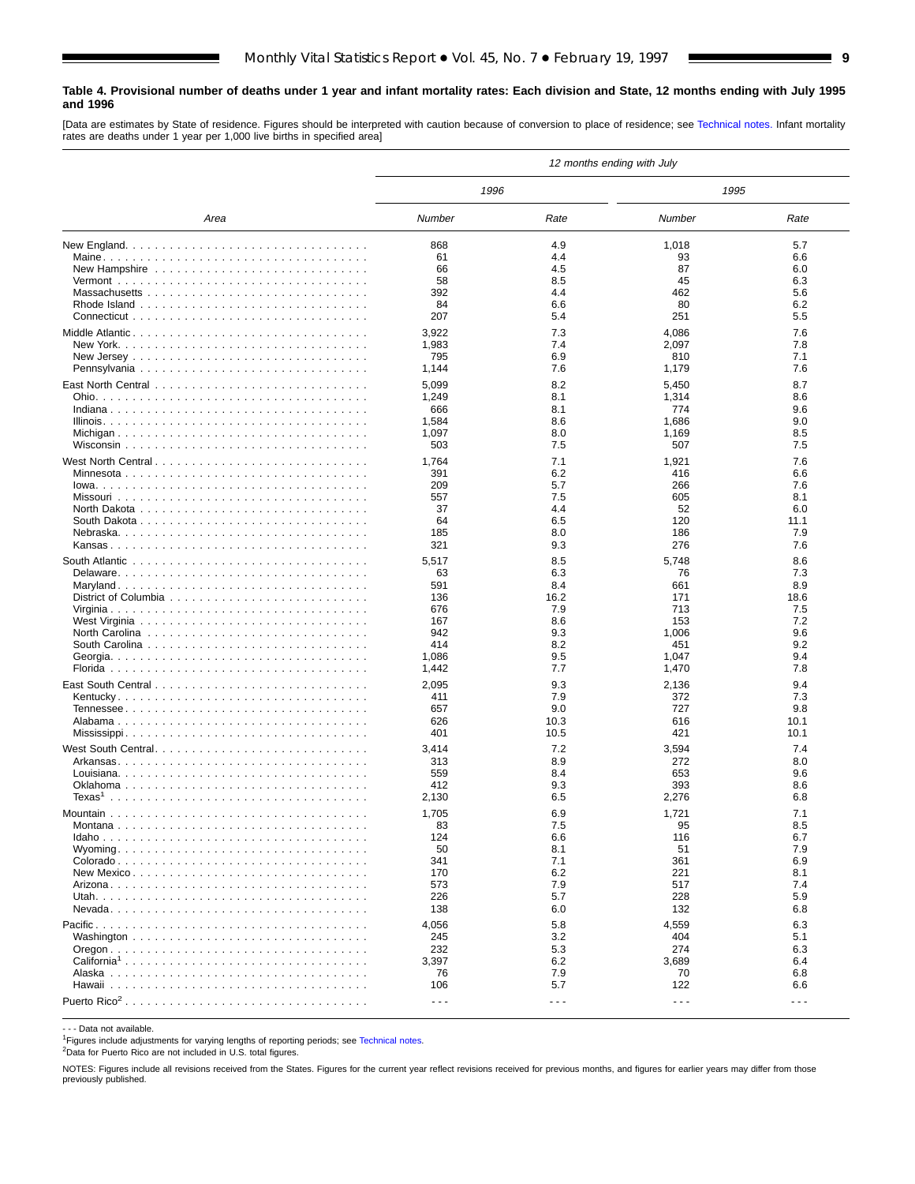**Table 4. Provisional number of deaths under 1 year and infant mortality rates: Each division and State, 12 months ending with July 1995 and 1996**

[Data are estimates by State of residence. Figures should be interpreted with caution because of conversion to place of residence; see Technical notes. Infant mortality rates are deaths under 1 year per 1,000 live births in specified area]

| Area | 12 months ending with July | | | |
|---|---|---|---|---|
| | 1996 | | 1995 | |
| | Number | Rate | Number | Rate |
| New England | 868 | 4.9 | 1,018 | 5.7 |
| Maine | 61 | 4.4 | 93 | 6.6 |
| New Hampshire | 66 | 4.5 | 87 | 6.0 |
| Vermont | 58 | 8.5 | 45 | 6.3 |
| Massachusetts | 392 | 4.4 | 462 | 5.6 |
| Rhode Island | 84 | 6.6 | 80 | 6.2 |
| Connecticut | 207 | 5.4 | 251 | 5.5 |
| Middle Atlantic | 3,922 | 7.3 | 4,086 | 7.6 |
| New York | 1,983 | 7.4 | 2,097 | 7.8 |
| New Jersey | 795 | 6.9 | 810 | 7.1 |
| Pennsylvania | 1,144 | 7.6 | 1,179 | 7.6 |
| East North Central | 5,099 | 8.2 | 5,450 | 8.7 |
| Ohio | 1,249 | 8.1 | 1,314 | 8.6 |
| Indiana | 666 | 8.1 | 774 | 9.6 |
| Illinois | 1,584 | 8.6 | 1,686 | 9.0 |
| Michigan | 1,097 | 8.0 | 1,169 | 8.5 |
| Wisconsin | 503 | 7.5 | 507 | 7.5 |
| West North Central | 1,764 | 7.1 | 1,921 | 7.6 |
| Minnesota | 391 | 6.2 | 416 | 6.6 |
| Iowa | 209 | 5.7 | 266 | 7.6 |
| Missouri | 557 | 7.5 | 605 | 8.1 |
| North Dakota | 37 | 4.4 | 52 | 6.0 |
| South Dakota | 64 | 6.5 | 120 | 11.1 |
| Nebraska | 185 | 8.0 | 186 | 7.9 |
| Kansas | 321 | 9.3 | 276 | 7.6 |
| South Atlantic | 5,517 | 8.5 | 5,748 | 8.6 |
| Delaware | 63 | 6.3 | 76 | 7.3 |
| Maryland | 591 | 8.4 | 661 | 8.9 |
| District of Columbia | 136 | 16.2 | 171 | 18.6 |
| Virginia | 676 | 7.9 | 713 | 7.5 |
| West Virginia | 167 | 8.6 | 153 | 7.2 |
| North Carolina | 942 | 9.3 | 1,006 | 9.6 |
| South Carolina | 414 | 8.2 | 451 | 9.2 |
| Georgia | 1,086 | 9.5 | 1,047 | 9.4 |
| Florida | 1,442 | 7.7 | 1,470 | 7.8 |
| East South Central | 2,095 | 9.3 | 2,136 | 9.4 |
| Kentucky | 411 | 7.9 | 372 | 7.3 |
| Tennessee | 657 | 9.0 | 727 | 9.8 |
| Alabama | 626 | 10.3 | 616 | 10.1 |
| Mississippi | 401 | 10.5 | 421 | 10.1 |
| West South Central | 3,414 | 7.2 | 3,594 | 7.4 |
| Arkansas | 313 | 8.9 | 272 | 8.0 |
| Louisiana | 559 | 8.4 | 653 | 9.6 |
| Oklahoma | 412 | 9.3 | 393 | 8.6 |
| Texas[1] | 2,130 | 6.5 | 2,276 | 6.8 |
| Mountain | 1,705 | 6.9 | 1,721 | 7.1 |
| Montana | 83 | 7.5 | 95 | 8.5 |
| Idaho | 124 | 6.6 | 116 | 6.7 |
| Wyoming | 50 | 8.1 | 51 | 7.9 |
| Colorado | 341 | 7.1 | 361 | 6.9 |
| New Mexico | 170 | 6.2 | 221 | 8.1 |
| Arizona | 573 | 7.9 | 517 | 7.4 |
| Utah | 226 | 5.7 | 228 | 5.9 |
| Nevada | 138 | 6.0 | 132 | 6.8 |
| Pacific | 4,056 | 5.8 | 4,559 | 6.3 |
| Washington | 245 | 3.2 | 404 | 5.1 |
| Oregon | 232 | 5.3 | 274 | 6.3 |
| California[1] | 3,397 | 6.2 | 3,689 | 6.4 |
| Alaska | 76 | 7.9 | 70 | 6.8 |
| Hawaii | 106 | 5.7 | 122 | 6.6 |
| Puerto Rico[2] | - - - | - - - | - - - | - - - |

- - - Data not available.

[1]Figures include adjustments for varying lengths of reporting periods; see Technical notes.

[2]Data for Puerto Rico are not included in U.S. total figures.

NOTES: Figures include all revisions received from the States. Figures for the current year reflect revisions received for previous months, and figures for earlier years may differ from those previously published.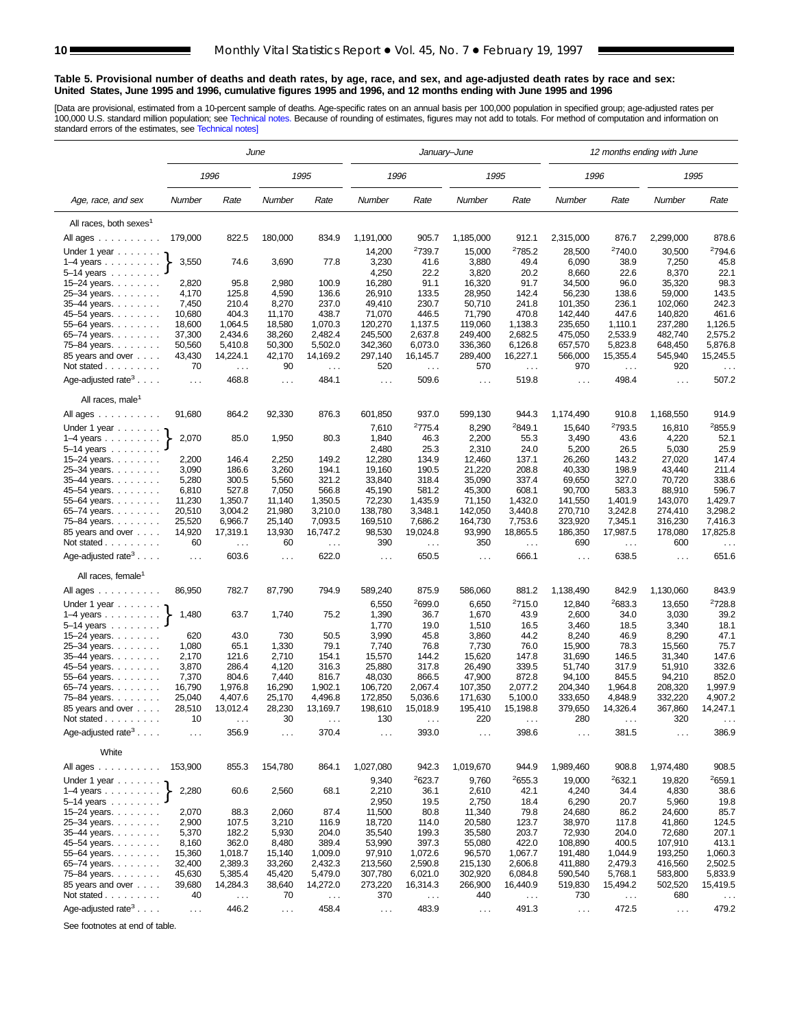**Table 5. Provisional number of deaths and death rates, by age, race, and sex, and age-adjusted death rates by race and sex: United States, June 1995 and 1996, cumulative figures 1995 and 1996, and 12 months ending with June 1995 and 1996**

[Data are provisional, estimated from a 10-percent sample of deaths. Age-specific rates on an annual basis per 100,000 population in specified group; age-adjusted rates per 100,000 U.S. standard million population; see Technical notes. Because of rounding of estimates, figures may not add to totals. For method of computation and information on standard errors of the estimates, see Technical notes]

| Age, race, and sex | June | | | | January–June | | | | 12 months ending with June | | | |
|---|---|---|---|---|---|---|---|---|---|---|---|---|
| | 1996 | | 1995 | | 1996 | | 1995 | | 1996 | | 1995 | |
| | Number | Rate | Number | Rate | Number | Rate | Number | Rate | Number | Rate | Number | Rate |
| **All races, both sexes[1]** | | | | | | | | | | | | |
| All ages | 179,000 | 822.5 | 180,000 | 834.9 | 1,191,000 | 905.7 | 1,185,000 | 912.1 | 2,315,000 | 876.7 | 2,299,000 | 878.6 |
| Under 1 year | 3,550 | 74.6 | 3,690 | 77.8 | 14,200 | [2]739.7 | 15,000 | [2]785.2 | 28,500 | [2]740.0 | 30,500 | [2]794.6 |
| 1–4 years | | | | | 3,230 | 41.6 | 3,880 | 49.4 | 6,090 | 38.9 | 7,250 | 45.8 |
| 5–14 years | | | | | 4,250 | 22.2 | 3,820 | 20.2 | 8,660 | 22.6 | 8,370 | 22.1 |
| 15–24 years | 2,820 | 95.8 | 2,980 | 100.9 | 16,280 | 91.1 | 16,320 | 91.7 | 34,500 | 96.0 | 35,320 | 98.3 |
| 25–34 years | 4,170 | 125.8 | 4,590 | 136.6 | 26,910 | 133.5 | 28,950 | 142.4 | 56,230 | 138.6 | 59,000 | 143.5 |
| 35–44 years | 7,450 | 210.4 | 8,270 | 237.0 | 49,410 | 230.7 | 50,710 | 241.8 | 101,350 | 236.1 | 102,060 | 242.3 |
| 45–54 years | 10,680 | 404.3 | 11,170 | 438.7 | 71,070 | 446.5 | 71,790 | 470.8 | 142,440 | 447.6 | 140,820 | 461.6 |
| 55–64 years | 18,600 | 1,064.5 | 18,580 | 1,070.3 | 120,270 | 1,137.5 | 119,060 | 1,138.3 | 235,650 | 1,110.1 | 237,280 | 1,126.5 |
| 65–74 years | 37,300 | 2,434.6 | 38,260 | 2,482.4 | 245,500 | 2,637.8 | 249,400 | 2,682.5 | 475,050 | 2,533.9 | 482,740 | 2,575.2 |
| 75–84 years | 50,560 | 5,410.8 | 50,300 | 5,502.0 | 342,360 | 6,073.0 | 336,360 | 6,126.8 | 657,570 | 5,823.8 | 648,450 | 5,876.8 |
| 85 years and over | 43,430 | 14,224.1 | 42,170 | 14,169.2 | 297,140 | 16,145.7 | 289,400 | 16,227.1 | 566,000 | 15,355.4 | 545,940 | 15,245.5 |
| Not stated | 70 | . . . | 90 | . . . | 520 | . . . | 570 | . . . | 970 | . . . | 920 | . . . |
| Age-adjusted rate[3] | . . . | 468.8 | . . . | 484.1 | . . . | 509.6 | . . . | 519.8 | . . . | 498.4 | . . . | 507.2 |
| **All races, male[1]** | | | | | | | | | | | | |
| All ages | 91,680 | 864.2 | 92,330 | 876.3 | 601,850 | 937.0 | 599,130 | 944.3 | 1,174,490 | 910.8 | 1,168,550 | 914.9 |
| Under 1 year | 2,070 | 85.0 | 1,950 | 80.3 | 7,610 | [2]775.4 | 8,290 | [2]849.1 | 15,640 | [2]793.5 | 16,810 | [2]855.9 |
| 1–4 years | | | | | 1,840 | 46.3 | 2,200 | 55.3 | 3,490 | 43.6 | 4,220 | 52.1 |
| 5–14 years | | | | | 2,480 | 25.3 | 2,310 | 24.0 | 5,200 | 26.5 | 5,030 | 25.9 |
| 15–24 years | 2,200 | 146.4 | 2,250 | 149.2 | 12,280 | 134.9 | 12,460 | 137.1 | 26,260 | 143.2 | 27,020 | 147.4 |
| 25–34 years | 3,090 | 186.6 | 3,260 | 194.1 | 19,160 | 190.5 | 21,220 | 208.8 | 40,330 | 198.9 | 43,440 | 211.4 |
| 35–44 years | 5,280 | 300.5 | 5,560 | 321.2 | 33,840 | 318.4 | 35,090 | 337.4 | 69,650 | 327.0 | 70,720 | 338.6 |
| 45–54 years | 6,810 | 527.8 | 7,050 | 566.8 | 45,190 | 581.2 | 45,300 | 608.1 | 90,700 | 583.3 | 88,910 | 596.7 |
| 55–64 years | 11,230 | 1,350.7 | 11,140 | 1,350.5 | 72,230 | 1,435.9 | 71,150 | 1,432.0 | 141,550 | 1,401.9 | 143,070 | 1,429.7 |
| 65–74 years | 20,510 | 3,004.2 | 21,980 | 3,210.0 | 138,780 | 3,348.1 | 142,050 | 3,440.8 | 270,710 | 3,242.8 | 274,410 | 3,298.2 |
| 75–84 years | 25,520 | 6,966.7 | 25,140 | 7,093.5 | 169,510 | 7,686.2 | 164,730 | 7,753.6 | 323,920 | 7,345.1 | 316,230 | 7,416.3 |
| 85 years and over | 14,920 | 17,319.1 | 13,930 | 16,747.2 | 98,530 | 19,024.8 | 93,990 | 18,865.5 | 186,350 | 17,987.5 | 178,080 | 17,825.8 |
| Not stated | 60 | . . . | 60 | . . . | 390 | . . . | 350 | . . . | 690 | . . . | 600 | . . . |
| Age-adjusted rate[3] | . . . | 603.6 | . . . | 622.0 | . . . | 650.5 | . . . | 666.1 | . . . | 638.5 | . . . | 651.6 |
| **All races, female[1]** | | | | | | | | | | | | |
| All ages | 86,950 | 782.7 | 87,790 | 794.9 | 589,240 | 875.9 | 586,060 | 881.2 | 1,138,490 | 842.9 | 1,130,060 | 843.9 |
| Under 1 year | 1,480 | 63.7 | 1,740 | 75.2 | 6,550 | [2]699.0 | 6,650 | [2]715.0 | 12,840 | [2]683.3 | 13,650 | [2]728.8 |
| 1–4 years | | | | | 1,390 | 36.7 | 1,670 | 43.9 | 2,600 | 34.0 | 3,030 | 39.2 |
| 5–14 years | | | | | 1,770 | 19.0 | 1,510 | 16.5 | 3,460 | 18.5 | 3,340 | 18.1 |
| 15–24 years | 620 | 43.0 | 730 | 50.5 | 3,990 | 45.8 | 3,860 | 44.2 | 8,240 | 46.9 | 8,290 | 47.1 |
| 25–34 years | 1,080 | 65.1 | 1,330 | 79.1 | 7,740 | 76.8 | 7,730 | 76.0 | 15,900 | 78.3 | 15,560 | 75.7 |
| 35–44 years | 2,170 | 121.6 | 2,710 | 154.1 | 15,570 | 144.2 | 15,620 | 147.8 | 31,690 | 146.5 | 31,340 | 147.6 |
| 45–54 years | 3,870 | 286.4 | 4,120 | 316.3 | 25,880 | 317.8 | 26,490 | 339.5 | 51,740 | 317.9 | 51,910 | 332.6 |
| 55–64 years | 7,370 | 804.6 | 7,440 | 816.7 | 48,030 | 866.5 | 47,900 | 872.8 | 94,100 | 845.5 | 94,210 | 852.0 |
| 65–74 years | 16,790 | 1,976.8 | 16,290 | 1,902.1 | 106,720 | 2,067.4 | 107,350 | 2,077.2 | 204,340 | 1,964.8 | 208,320 | 1,997.9 |
| 75–84 years | 25,040 | 4,407.6 | 25,170 | 4,496.8 | 172,850 | 5,036.6 | 171,630 | 5,100.0 | 333,650 | 4,848.9 | 332,220 | 4,907.2 |
| 85 years and over | 28,510 | 13,012.4 | 28,230 | 13,169.7 | 198,610 | 15,018.9 | 195,410 | 15,198.8 | 379,650 | 14,326.4 | 367,860 | 14,247.1 |
| Not stated | 10 | . . . | 30 | . . . | 130 | . . . | 220 | . . . | 280 | . . . | 320 | . . . |
| Age-adjusted rate[3] | . . . | 356.9 | . . . | 370.4 | . . . | 393.0 | . . . | 398.6 | . . . | 381.5 | . . . | 386.9 |
| **White** | | | | | | | | | | | | |
| All ages | 153,900 | 855.3 | 154,780 | 864.1 | 1,027,080 | 942.3 | 1,019,670 | 944.9 | 1,989,460 | 908.8 | 1,974,480 | 908.5 |
| Under 1 year | 2,280 | 60.6 | 2,560 | 68.1 | 9,340 | [2]623.7 | 9,760 | [2]655.3 | 19,000 | [2]632.1 | 19,820 | [2]659.1 |
| 1–4 years | | | | | 2,210 | 36.1 | 2,610 | 42.1 | 4,240 | 34.4 | 4,830 | 38.6 |
| 5–14 years | | | | | 2,950 | 19.5 | 2,750 | 18.4 | 6,290 | 20.7 | 5,960 | 19.8 |
| 15–24 years | 2,070 | 88.3 | 2,060 | 87.4 | 11,500 | 80.8 | 11,340 | 79.8 | 24,680 | 86.2 | 24,600 | 85.7 |
| 25–34 years | 2,900 | 107.5 | 3,210 | 116.9 | 18,720 | 114.0 | 20,580 | 123.7 | 38,970 | 117.8 | 41,860 | 124.5 |
| 35–44 years | 5,370 | 182.2 | 5,930 | 204.0 | 35,540 | 199.3 | 35,580 | 203.7 | 72,930 | 204.0 | 72,680 | 207.1 |
| 45–54 years | 8,160 | 362.0 | 8,480 | 389.4 | 53,990 | 397.3 | 55,080 | 422.0 | 108,890 | 400.5 | 107,910 | 413.1 |
| 55–64 years | 15,360 | 1,018.7 | 15,140 | 1,009.0 | 97,910 | 1,072.6 | 96,570 | 1,067.7 | 191,480 | 1,044.9 | 193,250 | 1,060.3 |
| 65–74 years | 32,400 | 2,389.3 | 33,260 | 2,432.3 | 213,560 | 2,590.8 | 215,130 | 2,606.8 | 411,880 | 2,479.3 | 416,560 | 2,502.5 |
| 75–84 years | 45,630 | 5,385.4 | 45,420 | 5,479.0 | 307,780 | 6,021.0 | 302,920 | 6,084.8 | 590,540 | 5,768.1 | 583,800 | 5,833.9 |
| 85 years and over | 39,680 | 14,284.3 | 38,640 | 14,272.0 | 273,220 | 16,314.3 | 266,900 | 16,440.9 | 519,830 | 15,494.2 | 502,520 | 15,419.5 |
| Not stated | 40 | . . . | 70 | . . . | 370 | . . . | 440 | . . . | 730 | . . . | 680 | . . . |
| Age-adjusted rate[3] | . . . | 446.2 | . . . | 458.4 | . . . | 483.9 | . . . | 491.3 | . . . | 472.5 | . . . | 479.2 |

Note: For the June columns, the figures shown on the "Under 1 year" row combine ages under 1 year, 1–4 years, and 5–14 years (bracketed together in the source).

See footnotes at end of table.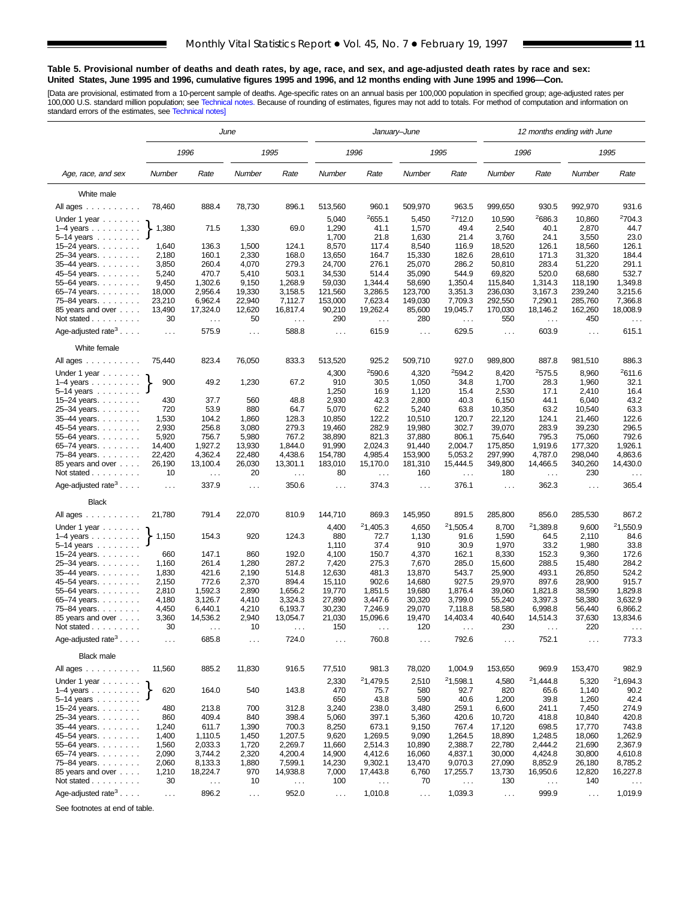### Table 5. Provisional number of deaths and death rates, by age, race, and sex, and age-adjusted death rates by race and sex: United States, June 1995 and 1996, cumulative figures 1995 and 1996, and 12 months ending with June 1995 and 1996—Con.

[Data are provisional, estimated from a 10-percent sample of deaths. Age-specific rates on an annual basis per 100,000 population in specified group; age-adjusted rates per 100,000 U.S. standard million population; see Technical notes. Because of rounding of estimates, figures may not add to totals. For method of computation and information on standard errors of the estimates, see Technical notes]

| Age, race, and sex | June | | | | January–June | | | | 12 months ending with June | | | |
|---|---|---|---|---|---|---|---|---|---|---|---|---|
| | 1996 | | 1995 | | 1996 | | 1995 | | 1996 | | 1995 | |
| | Number | Rate | Number | Rate | Number | Rate | Number | Rate | Number | Rate | Number | Rate |
| **White male** | | | | | | | | | | | | |
| All ages | 78,460 | 888.4 | 78,730 | 896.1 | 513,560 | 960.1 | 509,970 | 963.5 | 999,650 | 930.5 | 992,970 | 931.6 |
| Under 1 year | 1,380 | 71.5 | 1,330 | 69.0 | 5,040 | [2]655.1 | 5,450 | [2]712.0 | 10,590 | [2]686.3 | 10,860 | [2]704.3 |
| 1–4 years | | | | | 1,290 | 41.1 | 1,570 | 49.4 | 2,540 | 40.1 | 2,870 | 44.7 |
| 5–14 years | | | | | 1,700 | 21.8 | 1,630 | 21.4 | 3,760 | 24.1 | 3,550 | 23.0 |
| 15–24 years | 1,640 | 136.3 | 1,500 | 124.1 | 8,570 | 117.4 | 8,540 | 116.9 | 18,520 | 126.1 | 18,560 | 126.1 |
| 25–34 years | 2,180 | 160.1 | 2,330 | 168.0 | 13,650 | 164.7 | 15,330 | 182.6 | 28,610 | 171.3 | 31,320 | 184.4 |
| 35–44 years | 3,850 | 260.4 | 4,070 | 279.3 | 24,700 | 276.1 | 25,070 | 286.2 | 50,810 | 283.4 | 51,220 | 291.1 |
| 45–54 years | 5,240 | 470.7 | 5,410 | 503.1 | 34,530 | 514.4 | 35,090 | 544.9 | 69,820 | 520.0 | 68,680 | 532.7 |
| 55–64 years | 9,450 | 1,302.6 | 9,150 | 1,268.9 | 59,030 | 1,344.4 | 58,690 | 1,350.4 | 115,840 | 1,314.3 | 118,190 | 1,349.8 |
| 65–74 years | 18,000 | 2,956.4 | 19,330 | 3,158.5 | 121,560 | 3,286.5 | 123,700 | 3,351.3 | 236,030 | 3,167.3 | 239,240 | 3,215.6 |
| 75–84 years | 23,210 | 6,962.4 | 22,940 | 7,112.7 | 153,000 | 7,623.4 | 149,030 | 7,709.3 | 292,550 | 7,290.1 | 285,760 | 7,366.8 |
| 85 years and over | 13,490 | 17,324.0 | 12,620 | 16,817.4 | 90,210 | 19,262.4 | 85,600 | 19,045.7 | 170,030 | 18,146.2 | 162,260 | 18,008.9 |
| Not stated | 30 | . . . | 50 | . . . | 290 | . . . | 280 | . . . | 550 | . . . | 450 | . . . |
| Age-adjusted rate[3] | . . . | 575.9 | . . . | 588.8 | . . . | 615.9 | . . . | 629.5 | . . . | 603.9 | . . . | 615.1 |
| **White female** | | | | | | | | | | | | |
| All ages | 75,440 | 823.4 | 76,050 | 833.3 | 513,520 | 925.2 | 509,710 | 927.0 | 989,800 | 887.8 | 981,510 | 886.3 |
| Under 1 year | 900 | 49.2 | 1,230 | 67.2 | 4,300 | [2]590.6 | 4,320 | [2]594.2 | 8,420 | [2]575.5 | 8,960 | [2]611.6 |
| 1–4 years | | | | | 910 | 30.5 | 1,050 | 34.8 | 1,700 | 28.3 | 1,960 | 32.1 |
| 5–14 years | | | | | 1,250 | 16.9 | 1,120 | 15.4 | 2,530 | 17.1 | 2,410 | 16.4 |
| 15–24 years | 430 | 37.7 | 560 | 48.8 | 2,930 | 42.3 | 2,800 | 40.3 | 6,150 | 44.1 | 6,040 | 43.2 |
| 25–34 years | 720 | 53.9 | 880 | 64.7 | 5,070 | 62.2 | 5,240 | 63.8 | 10,350 | 63.2 | 10,540 | 63.3 |
| 35–44 years | 1,530 | 104.2 | 1,860 | 128.3 | 10,850 | 122.2 | 10,510 | 120.7 | 22,120 | 124.1 | 21,460 | 122.6 |
| 45–54 years | 2,930 | 256.8 | 3,080 | 279.3 | 19,460 | 282.9 | 19,980 | 302.7 | 39,070 | 283.9 | 39,230 | 296.5 |
| 55–64 years | 5,920 | 756.7 | 5,980 | 767.2 | 38,890 | 821.3 | 37,880 | 806.1 | 75,640 | 795.3 | 75,060 | 792.6 |
| 65–74 years | 14,400 | 1,927.2 | 13,930 | 1,844.0 | 91,990 | 2,024.3 | 91,440 | 2,004.7 | 175,850 | 1,919.6 | 177,320 | 1,926.1 |
| 75–84 years | 22,420 | 4,362.4 | 22,480 | 4,438.6 | 154,780 | 4,985.1 | 153,900 | 5,053.2 | 297,990 | 4,787.0 | 298,040 | 4,863.6 |
| 85 years and over | 26,190 | 13,100.4 | 26,030 | 13,301.1 | 183,010 | 15,170.0 | 181,310 | 15,444.5 | 349,800 | 14,466.5 | 340,260 | 14,430.0 |
| Not stated | 10 | . . . | 20 | . . . | 80 | . . . | 160 | . . . | 180 | . . . | 230 | . . . |
| Age-adjusted rate[3] | . . . | 337.9 | . . . | 350.6 | . . . | 374.3 | . . . | 376.1 | . . . | 362.3 | . . . | 365.4 |
| **Black** | | | | | | | | | | | | |
| All ages | 21,780 | 791.4 | 22,070 | 810.9 | 144,710 | 869.3 | 145,950 | 891.5 | 285,800 | 856.0 | 285,530 | 867.2 |
| Under 1 year | 1,150 | 154.3 | 920 | 124.3 | 4,400 | [2]1,405.3 | 4,650 | [2]1,505.4 | 8,700 | [2]1,389.8 | 9,600 | [2]1,550.9 |
| 1–4 years | | | | | 880 | 72.7 | 1,130 | 91.6 | 1,590 | 64.5 | 2,110 | 84.6 |
| 5–14 years | | | | | 1,110 | 37.4 | 910 | 30.9 | 1,970 | 33.2 | 1,980 | 33.8 |
| 15–24 years | 660 | 147.1 | 860 | 192.0 | 4,100 | 150.7 | 4,370 | 162.1 | 8,330 | 152.3 | 9,360 | 172.6 |
| 25–34 years | 1,160 | 261.4 | 1,280 | 287.2 | 7,420 | 275.3 | 7,670 | 285.0 | 15,600 | 288.5 | 15,480 | 284.2 |
| 35–44 years | 1,830 | 421.6 | 2,190 | 514.8 | 12,630 | 481.3 | 13,870 | 543.7 | 25,900 | 493.1 | 26,850 | 524.2 |
| 45–54 years | 2,150 | 772.6 | 2,370 | 894.4 | 15,110 | 902.6 | 14,680 | 927.5 | 29,970 | 897.6 | 28,900 | 915.7 |
| 55–64 years | 2,810 | 1,592.3 | 2,890 | 1,656.2 | 19,770 | 1,851.5 | 19,680 | 1,876.4 | 39,060 | 1,821.8 | 38,590 | 1,829.8 |
| 65–74 years | 4,180 | 3,126.7 | 4,410 | 3,324.3 | 27,890 | 3,447.6 | 30,320 | 3,799.0 | 55,240 | 3,397.3 | 58,380 | 3,632.9 |
| 75–84 years | 4,450 | 6,440.1 | 4,210 | 6,193.7 | 30,230 | 7,246.9 | 29,070 | 7,118.8 | 58,580 | 6,998.8 | 56,440 | 6,866.2 |
| 85 years and over | 3,360 | 14,536.2 | 2,940 | 13,054.7 | 21,030 | 15,096.6 | 19,470 | 14,403.4 | 40,640 | 14,514.3 | 37,630 | 13,834.6 |
| Not stated | 30 | . . . | 10 | . . . | 150 | . . . | 120 | . . . | 230 | . . . | 220 | . . . |
| Age-adjusted rate[3] | . . . | 685.8 | . . . | 724.0 | . . . | 760.8 | . . . | 792.6 | . . . | 752.1 | . . . | 773.3 |
| **Black male** | | | | | | | | | | | | |
| All ages | 11,560 | 885.2 | 11,830 | 916.5 | 77,510 | 981.3 | 78,020 | 1,004.9 | 153,650 | 969.9 | 153,470 | 982.9 |
| Under 1 year | 620 | 164.0 | 540 | 143.8 | 2,330 | [2]1,479.5 | 2,510 | [2]1,598.1 | 4,580 | [2]1,444.8 | 5,320 | [2]1,694.3 |
| 1–4 years | | | | | 470 | 75.7 | 580 | 92.7 | 820 | 65.6 | 1,140 | 90.2 |
| 5–14 years | | | | | 650 | 43.8 | 590 | 40.6 | 1,200 | 39.8 | 1,260 | 42.4 |
| 15–24 years | 480 | 213.8 | 700 | 312.8 | 3,240 | 238.0 | 3,480 | 259.1 | 6,600 | 241.1 | 7,450 | 274.9 |
| 25–34 years | 860 | 409.4 | 840 | 398.4 | 5,060 | 397.1 | 5,360 | 420.6 | 10,720 | 418.8 | 10,840 | 420.8 |
| 35–44 years | 1,240 | 611.7 | 1,390 | 700.3 | 8,250 | 673.1 | 9,150 | 767.4 | 17,120 | 698.5 | 17,770 | 743.8 |
| 45–54 years | 1,400 | 1,110.5 | 1,450 | 1,207.5 | 9,620 | 1,269.5 | 9,090 | 1,264.5 | 18,890 | 1,248.5 | 18,060 | 1,262.9 |
| 55–64 years | 1,560 | 2,033.3 | 1,720 | 2,269.7 | 11,660 | 2,514.3 | 10,890 | 2,388.7 | 22,780 | 2,444.2 | 21,690 | 2,367.9 |
| 65–74 years | 2,090 | 3,744.2 | 2,320 | 4,200.4 | 14,900 | 4,412.6 | 16,060 | 4,837.1 | 30,000 | 4,424.8 | 30,800 | 4,610.8 |
| 75–84 years | 2,060 | 8,133.3 | 1,880 | 7,599.1 | 14,230 | 9,302.1 | 13,470 | 9,070.3 | 27,090 | 8,852.9 | 26,180 | 8,785.2 |
| 85 years and over | 1,210 | 18,224.7 | 970 | 14,938.8 | 7,000 | 17,443.8 | 6,760 | 17,255.7 | 13,730 | 16,950.6 | 12,820 | 16,227.8 |
| Not stated | 30 | . . . | 10 | . . . | 100 | . . . | 70 | . . . | 130 | . . . | 140 | . . . |
| Age-adjusted rate[3] | . . . | 896.2 | . . . | 952.0 | . . . | 1,010.8 | . . . | 1,039.3 | . . . | 999.9 | . . . | 1,019.9 |

Note: For June, the figures shown on the "Under 1 year" rows are for the combined group under 15 years (under 1 year, 1–4 years, and 5–14 years, bracketed together in the original table).

See footnotes at end of table.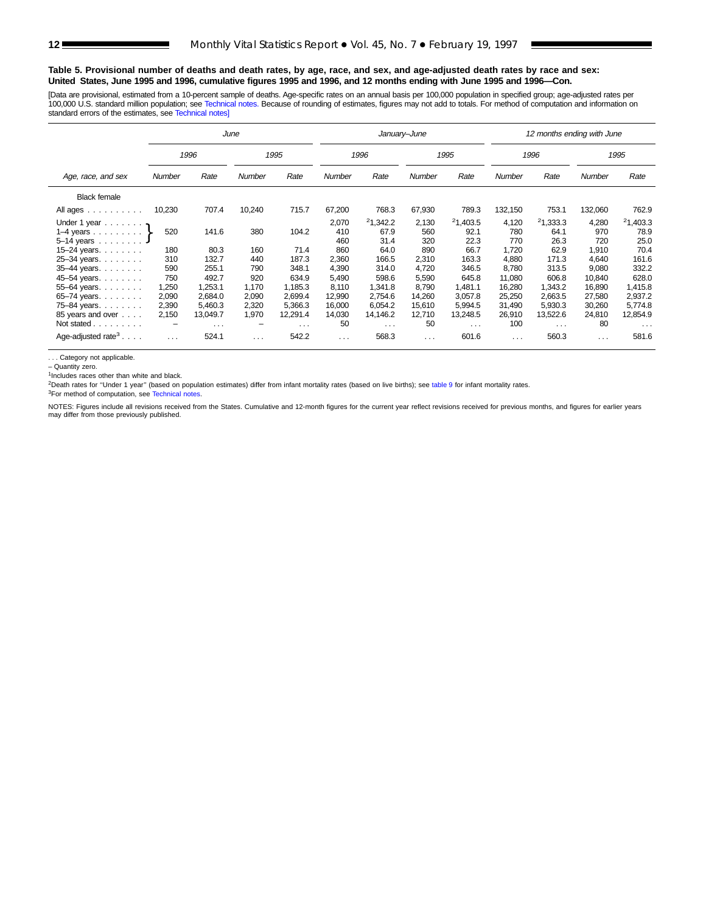**Table 5. Provisional number of deaths and death rates, by age, race, and sex, and age-adjusted death rates by race and sex: United States, June 1995 and 1996, cumulative figures 1995 and 1996, and 12 months ending with June 1995 and 1996—Con.**

[Data are provisional, estimated from a 10-percent sample of deaths. Age-specific rates on an annual basis per 100,000 population in specified group; age-adjusted rates per 100,000 U.S. standard million population; see Technical notes. Because of rounding of estimates, figures may not add to totals. For method of computation and information on standard errors of the estimates, see Technical notes]

| | *June* | | | | *January–June* | | | | *12 months ending with June* | | | |
|---|---|---|---|---|---|---|---|---|---|---|---|---|
| | *1996* | | *1995* | | *1996* | | *1995* | | *1996* | | *1995* | |
| *Age, race, and sex* | *Number* | *Rate* | *Number* | *Rate* | *Number* | *Rate* | *Number* | *Rate* | *Number* | *Rate* | *Number* | *Rate* |
| Black female | | | | | | | | | | | | |
| All ages | 10,230 | 707.4 | 10,240 | 715.7 | 67,200 | 768.3 | 67,930 | 789.3 | 132,150 | 753.1 | 132,060 | 762.9 |
| Under 1 year | 520 | 141.6 | 380 | 104.2 | 2,070 | [2]1,342.2 | 2,130 | [2]1,403.5 | 4,120 | [2]1,333.3 | 4,280 | [2]1,403.3 |
| 1–4 years | | | | | 410 | 67.9 | 560 | 92.1 | 780 | 64.1 | 970 | 78.9 |
| 5–14 years | | | | | 460 | 31.4 | 320 | 22.3 | 770 | 26.3 | 720 | 25.0 |
| 15–24 years | 180 | 80.3 | 160 | 71.4 | 860 | 64.0 | 890 | 66.7 | 1,720 | 62.9 | 1,910 | 70.4 |
| 25–34 years | 310 | 132.7 | 440 | 187.3 | 2,360 | 166.5 | 2,310 | 163.3 | 4,880 | 171.3 | 4,640 | 161.6 |
| 35–44 years | 590 | 255.1 | 790 | 348.1 | 4,390 | 314.0 | 4,720 | 346.5 | 8,780 | 313.5 | 9,080 | 332.2 |
| 45–54 years | 750 | 492.7 | 920 | 634.9 | 5,490 | 598.6 | 5,590 | 645.8 | 11,080 | 606.8 | 10,840 | 628.0 |
| 55–64 years | 1,250 | 1,253.1 | 1,170 | 1,185.3 | 8,110 | 1,341.8 | 8,790 | 1,481.1 | 16,280 | 1,343.2 | 16,890 | 1,415.8 |
| 65–74 years | 2,090 | 2,684.0 | 2,090 | 2,699.4 | 12,990 | 2,754.6 | 14,260 | 3,057.8 | 25,250 | 2,663.5 | 27,580 | 2,937.2 |
| 75–84 years | 2,390 | 5,460.3 | 2,320 | 5,366.3 | 16,000 | 6,054.2 | 15,610 | 5,994.5 | 31,490 | 5,930.3 | 30,260 | 5,774.8 |
| 85 years and over | 2,150 | 13,049.7 | 1,970 | 12,291.4 | 14,030 | 14,146.2 | 12,710 | 13,248.5 | 26,910 | 13,522.6 | 24,810 | 12,854.9 |
| Not stated | – | . . . | – | . . . | 50 | . . . | 50 | . . . | 100 | . . . | 80 | . . . |
| Age-adjusted rate[3] | . . . | 524.1 | . . . | 542.2 | . . . | 568.3 | . . . | 601.6 | . . . | 560.3 | . . . | 581.6 |

. . . Category not applicable.
– Quantity zero.
[1]Includes races other than white and black.
[2]Death rates for ''Under 1 year'' (based on population estimates) differ from infant mortality rates (based on live births); see table 9 for infant mortality rates.
[3]For method of computation, see Technical notes.

NOTES: Figures include all revisions received from the States. Cumulative and 12-month figures for the current year reflect revisions received for previous months, and figures for earlier years may differ from those previously published.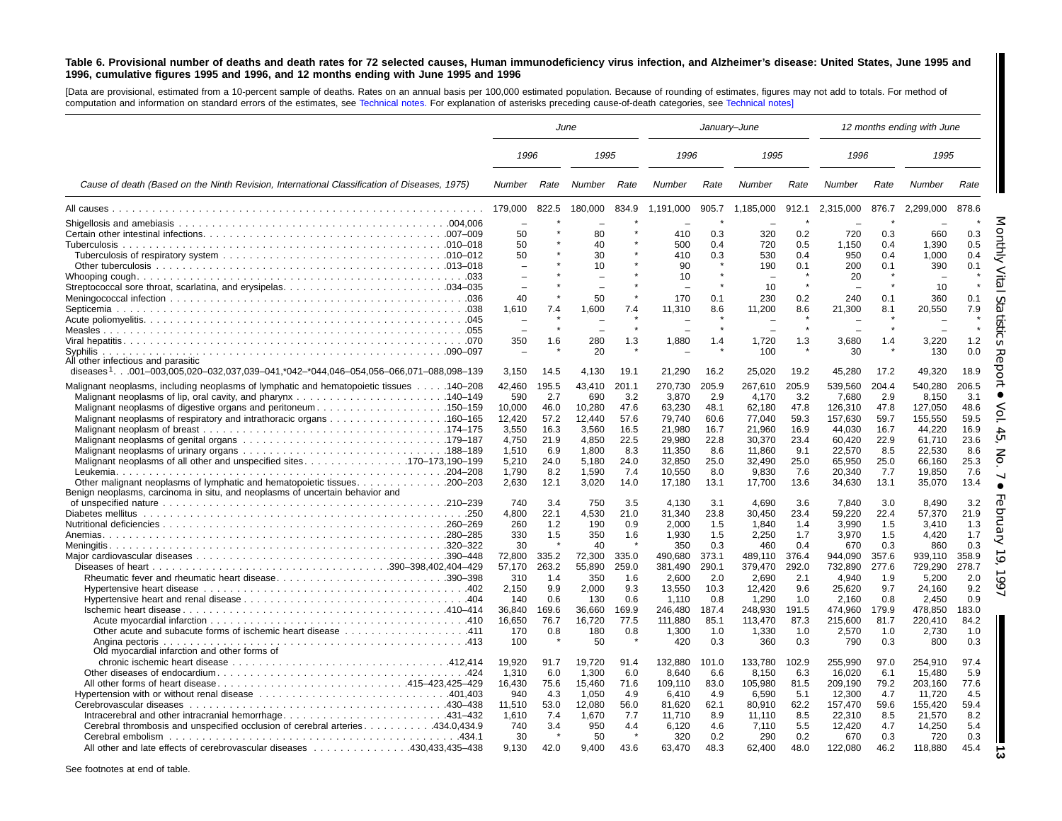**Table 6. Provisional number of deaths and death rates for 72 selected causes, Human immunodeficiency virus infection, and Alzheimer's disease: United States, June 1995 and 1996, cumulative figures 1995 and 1996, and 12 months ending with June 1995 and 1996**

[Data are provisional, estimated from a 10-percent sample of deaths. Rates on an annual basis per 100,000 estimated population. Because of rounding of estimates, figures may not add to totals. For method of computation and information on standard errors of the estimates, see Technical notes. For explanation of asterisks preceding cause-of-death categories, see Technical notes]

| Cause of death (Based on the Ninth Revision, International Classification of Diseases, 1975) | June | | | | January–June | | | | 12 months ending with June | | | |
|---|---|---|---|---|---|---|---|---|---|---|---|---|
| | 1996 | | 1995 | | 1996 | | 1995 | | 1996 | | 1995 | |
| | Number | Rate | Number | Rate | Number | Rate | Number | Rate | Number | Rate | Number | Rate |
| All causes | 179,000 | 822.5 | 180,000 | 834.9 | 1,191,000 | 905.7 | 1,185,000 | 912.1 | 2,315,000 | 876.7 | 2,299,000 | 878.6 |
| Shigellosis and amebiasis .004,006 | – | * | – | * | – | * | – | * | – | * | – | * |
| Certain other intestinal infections .007–009 | 50 | * | 80 | * | 410 | 0.3 | 320 | 0.2 | 720 | 0.3 | 660 | 0.3 |
| Tuberculosis .010–018 | 50 | * | 40 | * | 500 | 0.4 | 720 | 0.5 | 1,150 | 0.4 | 1,390 | 0.5 |
| Tuberculosis of respiratory system .010–012 | 50 | * | 30 | * | 410 | 0.3 | 530 | 0.4 | 950 | 0.4 | 1,000 | 0.4 |
| Other tuberculosis .013–018 | – | * | 10 | * | 90 | * | 190 | 0.1 | 200 | 0.1 | 390 | 0.1 |
| Whooping cough .033 | – | * | – | * | 10 | * | – | * | 20 | * | – | * |
| Streptococcal sore throat, scarlatina, and erysipelas .034–035 | – | * | – | * | – | * | 10 | * | – | * | 10 | * |
| Meningococcal infection .036 | 40 | * | 50 | * | 170 | 0.1 | 230 | 0.2 | 240 | 0.1 | 360 | 0.1 |
| Septicemia .038 | 1,610 | 7.4 | 1,600 | 7.4 | 11,310 | 8.6 | 11,200 | 8.6 | 21,300 | 8.1 | 20,550 | 7.9 |
| Acute poliomyelitis .045 | – | * | – | * | – | * | – | * | – | * | – | * |
| Measles .055 | – | * | – | * | – | * | – | * | – | * | – | * |
| Viral hepatitis .070 | 350 | 1.6 | 280 | 1.3 | 1,880 | 1.4 | 1,720 | 1.3 | 3,680 | 1.4 | 3,220 | 1.2 |
| Syphilis .090–097 | – | * | 20 | * | – | * | 100 | * | 30 | * | 130 | 0.0 |
| All other infectious and parasitic diseases[1] .001–003,005,020–032,037,039–041,*042–*044,046–054,056–066,071–088,098–139 | 3,150 | 14.5 | 4,130 | 19.1 | 21,290 | 16.2 | 25,020 | 19.2 | 45,280 | 17.2 | 49,320 | 18.9 |
| Malignant neoplasms, including neoplasms of lymphatic and hematopoietic tissues .140–208 | 42,460 | 195.5 | 43,410 | 201.1 | 270,730 | 205.9 | 267,610 | 205.9 | 539,560 | 204.4 | 540,280 | 206.5 |
| Malignant neoplasms of lip, oral cavity, and pharynx .140–149 | 590 | 2.7 | 690 | 3.2 | 3,870 | 2.9 | 4,170 | 3.2 | 7,680 | 2.9 | 8,150 | 3.1 |
| Malignant neoplasms of digestive organs and peritoneum .150–159 | 10,000 | 46.0 | 10,280 | 47.6 | 63,230 | 48.1 | 62,180 | 47.8 | 126,310 | 47.8 | 127,050 | 48.6 |
| Malignant neoplasms of respiratory and intrathoracic organs .160–165 | 12,420 | 57.2 | 12,440 | 57.6 | 79,740 | 60.6 | 77,040 | 59.3 | 157,630 | 59.7 | 155,550 | 59.5 |
| Malignant neoplasms of breast .174–175 | 3,550 | 16.3 | 3,560 | 16.5 | 21,980 | 16.7 | 21,960 | 16.9 | 44,030 | 16.7 | 44,220 | 16.9 |
| Malignant neoplasms of genital organs .179–187 | 4,750 | 21.9 | 4,850 | 22.5 | 29,980 | 22.8 | 30,370 | 23.4 | 60,420 | 22.9 | 61,710 | 23.6 |
| Malignant neoplasms of urinary organs .188–189 | 1,510 | 6.9 | 1,800 | 8.3 | 11,350 | 8.6 | 11,860 | 9.1 | 22,570 | 8.5 | 22,530 | 8.6 |
| Malignant neoplasms of all other and unspecified sites .170–173,190–199 | 5,210 | 24.0 | 5,180 | 24.0 | 32,850 | 25.0 | 32,490 | 25.0 | 65,950 | 25.0 | 66,160 | 25.3 |
| Leukemia .204–208 | 1,790 | 8.2 | 1,590 | 7.4 | 10,550 | 8.0 | 9,830 | 7.6 | 20,340 | 7.7 | 19,850 | 7.6 |
| Other malignant neoplasms of lymphatic and hematopoietic tissues .200–203 | 2,630 | 12.1 | 3,020 | 14.0 | 17,180 | 13.1 | 17,700 | 13.6 | 34,630 | 13.1 | 35,070 | 13.4 |
| Benign neoplasms, carcinoma in situ, and neoplasms of uncertain behavior and of unspecified nature .210–239 | 740 | 3.4 | 750 | 3.5 | 4,130 | 3.1 | 4,690 | 3.6 | 7,840 | 3.0 | 8,490 | 3.2 |
| Diabetes mellitus .250 | 4,800 | 22.1 | 4,530 | 21.0 | 31,340 | 23.8 | 30,450 | 23.4 | 59,220 | 22.4 | 57,370 | 21.9 |
| Nutritional deficiencies .260–269 | 260 | 1.2 | 190 | 0.9 | 2,000 | 1.5 | 1,840 | 1.4 | 3,990 | 1.5 | 3,410 | 1.3 |
| Anemias .280–285 | 330 | 1.5 | 350 | 1.6 | 1,930 | 1.5 | 2,250 | 1.7 | 3,970 | 1.5 | 4,420 | 1.7 |
| Meningitis .320–322 | 30 | * | 40 | * | 350 | 0.3 | 460 | 0.4 | 670 | 0.3 | 860 | 0.3 |
| Major cardiovascular diseases .390–448 | 72,800 | 335.2 | 72,300 | 335.0 | 490,680 | 373.1 | 489,110 | 376.4 | 944,090 | 357.6 | 939,110 | 358.9 |
| Diseases of heart .390–398,402,404–429 | 57,170 | 263.2 | 55,890 | 259.0 | 381,490 | 290.1 | 379,470 | 292.0 | 732,890 | 277.6 | 729,290 | 278.7 |
| Rheumatic fever and rheumatic heart disease .390–398 | 310 | 1.4 | 350 | 1.6 | 2,600 | 2.0 | 2,690 | 2.1 | 4,940 | 1.9 | 5,200 | 2.0 |
| Hypertensive heart disease .402 | 2,150 | 9.9 | 2,000 | 9.3 | 13,550 | 10.3 | 12,420 | 9.6 | 25,620 | 9.7 | 24,160 | 9.2 |
| Hypertensive heart and renal disease .404 | 140 | 0.6 | 130 | 0.6 | 1,110 | 0.8 | 1,290 | 1.0 | 2,160 | 0.8 | 2,450 | 0.9 |
| Ischemic heart disease .410–414 | 36,840 | 169.6 | 36,660 | 169.9 | 246,480 | 187.4 | 248,930 | 191.5 | 474,960 | 179.9 | 478,850 | 183.0 |
| Acute myocardial infarction .410 | 16,650 | 76.7 | 16,720 | 77.5 | 111,880 | 85.1 | 113,470 | 87.3 | 215,600 | 81.7 | 220,410 | 84.2 |
| Other acute and subacute forms of ischemic heart disease .411 | 170 | 0.8 | 180 | 0.8 | 1,300 | 1.0 | 1,330 | 1.0 | 2,570 | 1.0 | 2,730 | 1.0 |
| Angina pectoris .413 | 100 | * | 50 | * | 420 | 0.3 | 360 | 0.3 | 790 | 0.3 | 800 | 0.3 |
| Old myocardial infarction and other forms of chronic ischemic heart disease .412,414 | 19,920 | 91.7 | 19,720 | 91.4 | 132,880 | 101.0 | 133,780 | 102.9 | 255,990 | 97.0 | 254,910 | 97.4 |
| Other diseases of endocardium .424 | 1,310 | 6.0 | 1,300 | 6.0 | 8,640 | 6.6 | 8,150 | 6.3 | 16,020 | 6.1 | 15,480 | 5.9 |
| All other forms of heart disease .415–423,425–429 | 16,430 | 75.6 | 15,460 | 71.6 | 109,110 | 83.0 | 105,980 | 81.5 | 209,190 | 79.2 | 203,160 | 77.6 |
| Hypertension with or without renal disease .401,403 | 940 | 4.3 | 1,050 | 4.9 | 6,410 | 4.9 | 6,590 | 5.1 | 12,300 | 4.7 | 11,720 | 4.5 |
| Cerebrovascular diseases .430–438 | 11,510 | 53.0 | 12,080 | 56.0 | 81,620 | 62.1 | 80,910 | 62.2 | 157,470 | 59.6 | 155,420 | 59.4 |
| Intracerebral and other intracranial hemorrhage .431–432 | 1,610 | 7.4 | 1,670 | 7.7 | 11,710 | 8.9 | 11,110 | 8.5 | 22,310 | 8.5 | 21,570 | 8.2 |
| Cerebral thrombosis and unspecified occlusion of cerebral arteries .434.0,434.9 | 740 | 3.4 | 950 | 4.4 | 6,120 | 4.6 | 7,110 | 5.5 | 12,420 | 4.7 | 14,250 | 5.4 |
| Cerebral embolism .434.1 | 30 | * | 50 | * | 320 | 0.2 | 290 | 0.2 | 670 | 0.3 | 720 | 0.3 |
| All other and late effects of cerebrovascular diseases .430,433,435–438 | 9,130 | 42.0 | 9,400 | 43.6 | 63,470 | 48.3 | 62,400 | 48.0 | 122,080 | 46.2 | 118,880 | 45.4 |

See footnotes at end of table.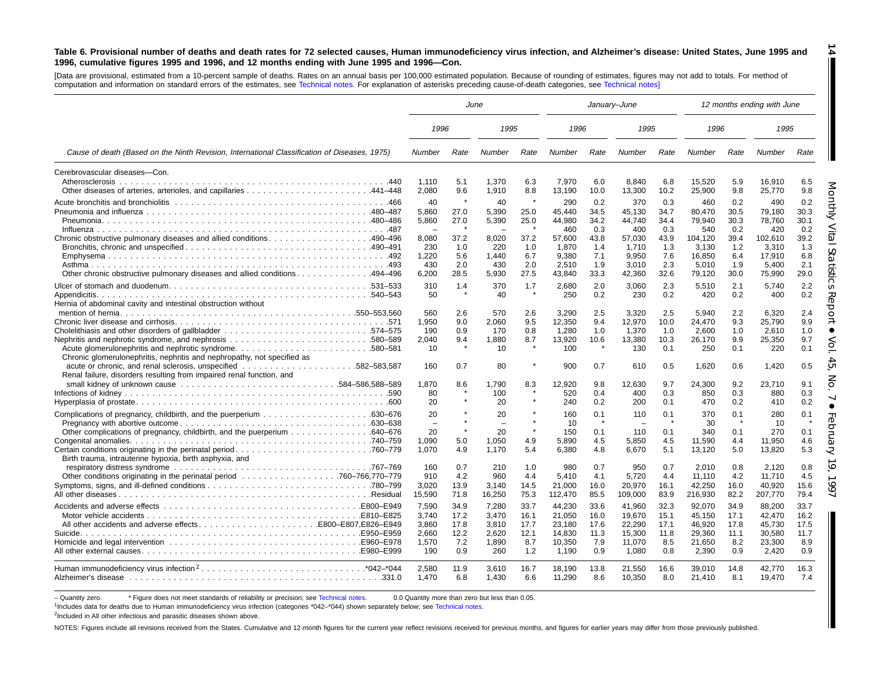**Table 6. Provisional number of deaths and death rates for 72 selected causes, Human immunodeficiency virus infection, and Alzheimer's disease: United States, June 1995 and 1996, cumulative figures 1995 and 1996, and 12 months ending with June 1995 and 1996—Con.**

[Data are provisional, estimated from a 10-percent sample of deaths. Rates on an annual basis per 100,000 estimated population. Because of rounding of estimates, figures may not add to totals. For method of computation and information on standard errors of the estimates, see Technical notes. For explanation of asterisks preceding cause-of-death categories, see Technical notes]

| Cause of death (Based on the Ninth Revision, International Classification of Diseases, 1975) | June | | | | January–June | | | | 12 months ending with June | | | |
|---|---|---|---|---|---|---|---|---|---|---|---|---|
| | 1996 | | 1995 | | 1996 | | 1995 | | 1996 | | 1995 | |
| | Number | Rate | Number | Rate | Number | Rate | Number | Rate | Number | Rate | Number | Rate |
| Cerebrovascular diseases—Con. | | | | | | | | | | | | |
| Atherosclerosis .440 | 1,110 | 5.1 | 1,370 | 6.3 | 7,970 | 6.0 | 8,840 | 6.8 | 15,520 | 5.9 | 16,910 | 6.5 |
| Other diseases of arteries, arterioles, and capillaries .441–448 | 2,080 | 9.6 | 1,910 | 8.8 | 13,190 | 10.0 | 13,300 | 10.2 | 25,900 | 9.8 | 25,770 | 9.8 |
| Acute bronchitis and bronchiolitis .466 | 40 | * | 40 | * | 290 | 0.2 | 370 | 0.3 | 460 | 0.2 | 490 | 0.2 |
| Pneumonia and influenza .480–487 | 5,860 | 27.0 | 5,390 | 25.0 | 45,440 | 34.5 | 45,130 | 34.7 | 80,470 | 30.5 | 79,180 | 30.3 |
| Pneumonia .480–486 | 5,860 | 27.0 | 5,390 | 25.0 | 44,980 | 34.2 | 44,740 | 34.4 | 79,940 | 30.3 | 78,760 | 30.1 |
| Influenza .487 | – | * | – | * | 460 | 0.3 | 400 | 0.3 | 540 | 0.2 | 420 | 0.2 |
| Chronic obstructive pulmonary diseases and allied conditions .490–496 | 8,080 | 37.2 | 8,020 | 37.2 | 57,600 | 43.8 | 57,030 | 43.9 | 104,120 | 39.4 | 102,610 | 39.2 |
| Bronchitis, chronic and unspecified .490–491 | 230 | 1.0 | 220 | 1.0 | 1,870 | 1.4 | 1,710 | 1.3 | 3,130 | 1.2 | 3,310 | 1.3 |
| Emphysema .492 | 1,220 | 5.6 | 1,440 | 6.7 | 9,380 | 7.1 | 9,950 | 7.6 | 16,850 | 6.4 | 17,910 | 6.8 |
| Asthma .493 | 430 | 2.0 | 430 | 2.0 | 2,510 | 1.9 | 3,010 | 2.3 | 5,010 | 1.9 | 5,400 | 2.1 |
| Other chronic obstructive pulmonary diseases and allied conditions .494–496 | 6,200 | 28.5 | 5,930 | 27.5 | 43,840 | 33.3 | 42,360 | 32.6 | 79,120 | 30.0 | 75,990 | 29.0 |
| Ulcer of stomach and duodenum .531–533 | 310 | 1.4 | 370 | 1.7 | 2,680 | 2.0 | 3,060 | 2.3 | 5,510 | 2.1 | 5,740 | 2.2 |
| Appendicitis .540–543 | 50 | * | 40 | * | 250 | 0.2 | 230 | 0.2 | 420 | 0.2 | 400 | 0.2 |
| Hernia of abdominal cavity and intestinal obstruction without mention of hernia .550–553,560 | 560 | 2.6 | 570 | 2.6 | 3,290 | 2.5 | 3,320 | 2.5 | 5,940 | 2.2 | 6,320 | 2.4 |
| Chronic liver disease and cirrhosis .571 | 1,950 | 9.0 | 2,060 | 9.5 | 12,350 | 9.4 | 12,970 | 10.0 | 24,470 | 9.3 | 25,790 | 9.9 |
| Cholelithiasis and other disorders of gallbladder .574–575 | 190 | 0.9 | 170 | 0.8 | 1,280 | 1.0 | 1,370 | 1.0 | 2,600 | 1.0 | 2,610 | 1.0 |
| Nephritis and nephrotic syndrome, and nephrosis .580–589 | 2,040 | 9.4 | 1,880 | 8.7 | 13,920 | 10.6 | 13,380 | 10.3 | 26,170 | 9.9 | 25,350 | 9.7 |
| Acute glomerulonephritis and nephrotic syndrome .580–581 | 10 | * | 10 | * | 100 | * | 130 | 0.1 | 250 | 0.1 | 220 | 0.1 |
| Chronic glomerulonephritis, nephritis and nephropathy, not specified as acute or chronic, and renal sclerosis, unspecified .582–583,587 | 160 | 0.7 | 80 | * | 900 | 0.7 | 610 | 0.5 | 1,620 | 0.6 | 1,420 | 0.5 |
| Renal failure, disorders resulting from impaired renal function, and small kidney of unknown cause .584–586,588–589 | 1,870 | 8.6 | 1,790 | 8.3 | 12,920 | 9.8 | 12,630 | 9.7 | 24,300 | 9.2 | 23,710 | 9.1 |
| Infections of kidney .590 | 80 | * | 100 | * | 520 | 0.4 | 400 | 0.3 | 850 | 0.3 | 880 | 0.3 |
| Hyperplasia of prostate .600 | 20 | * | 20 | * | 240 | 0.2 | 200 | 0.1 | 470 | 0.2 | 410 | 0.2 |
| Complications of pregnancy, childbirth, and the puerperium .630–676 | 20 | * | 20 | * | 160 | 0.1 | 110 | 0.1 | 370 | 0.1 | 280 | 0.1 |
| Pregnancy with abortive outcome .630–638 | – | * | – | * | 10 | * | – | * | 30 | * | 10 | * |
| Other complications of pregnancy, childbirth, and the puerperium .640–676 | 20 | * | 20 | * | 150 | 0.1 | 110 | 0.1 | 340 | 0.1 | 270 | 0.1 |
| Congenital anomalies .740–759 | 1,090 | 5.0 | 1,050 | 4.9 | 5,890 | 4.5 | 5,850 | 4.5 | 11,590 | 4.4 | 11,950 | 4.6 |
| Certain conditions originating in the perinatal period .760–779 | 1,070 | 4.9 | 1,170 | 5.4 | 6,380 | 4.8 | 6,670 | 5.1 | 13,120 | 5.0 | 13,820 | 5.3 |
| Birth trauma, intrauterine hypoxia, birth asphyxia, and respiratory distress syndrome .767–769 | 160 | 0.7 | 210 | 1.0 | 980 | 0.7 | 950 | 0.7 | 2,010 | 0.8 | 2,120 | 0.8 |
| Other conditions originating in the perinatal period .760–766,770–779 | 910 | 4.2 | 960 | 4.4 | 5,410 | 4.1 | 5,720 | 4.4 | 11,110 | 4.2 | 11,710 | 4.5 |
| Symptoms, signs, and ill-defined conditions .780–799 | 3,020 | 13.9 | 3,140 | 14.5 | 21,000 | 16.0 | 20,970 | 16.1 | 42,250 | 16.0 | 40,920 | 15.6 |
| All other diseases .Residual | 15,590 | 71.8 | 16,250 | 75.3 | 112,470 | 85.5 | 109,000 | 83.9 | 216,930 | 82.2 | 207,770 | 79.4 |
| Accidents and adverse effects .E800–E949 | 7,590 | 34.9 | 7,280 | 33.7 | 44,230 | 33.6 | 41,960 | 32.3 | 92,070 | 34.9 | 88,200 | 33.7 |
| Motor vehicle accidents .E810–E825 | 3,740 | 17.2 | 3,470 | 16.1 | 21,050 | 16.0 | 19,670 | 15.1 | 45,150 | 17.1 | 42,470 | 16.2 |
| All other accidents and adverse effects .E800–E807,E826–E949 | 3,860 | 17.8 | 3,810 | 17.7 | 23,180 | 17.6 | 22,290 | 17.1 | 46,920 | 17.8 | 45,730 | 17.5 |
| Suicide .E950–E959 | 2,660 | 12.2 | 2,620 | 12.1 | 14,830 | 11.3 | 15,300 | 11.8 | 29,360 | 11.1 | 30,580 | 11.7 |
| Homicide and legal intervention .E960–E978 | 1,570 | 7.2 | 1,890 | 8.7 | 10,350 | 7.9 | 11,070 | 8.5 | 21,650 | 8.2 | 23,300 | 8.9 |
| All other external causes .E980–E999 | 190 | 0.9 | 260 | 1.2 | 1,190 | 0.9 | 1,080 | 0.8 | 2,390 | 0.9 | 2,420 | 0.9 |
| Human immunodeficiency virus infection[2] .*042–*044 | 2,580 | 11.9 | 3,610 | 16.7 | 18,190 | 13.8 | 21,550 | 16.6 | 39,010 | 14.8 | 42,770 | 16.3 |
| Alzheimer's disease .331.0 | 1,470 | 6.8 | 1,430 | 6.6 | 11,290 | 8.6 | 10,350 | 8.0 | 21,410 | 8.1 | 19,470 | 7.4 |

– Quantity zero. * Figure does not meet standards of reliability or precision; see Technical notes. 0.0 Quantity more than zero but less than 0.05.

[1]Includes data for deaths due to Human immunodeficiency virus infection (categories *042–*044) shown separately below; see Technical notes.

[2]Included in All other infectious and parasitic diseases shown above.

NOTES: Figures include all revisions received from the States. Cumulative and 12-month figures for the current year reflect revisions received for previous months, and figures for earlier years may differ from those previously published.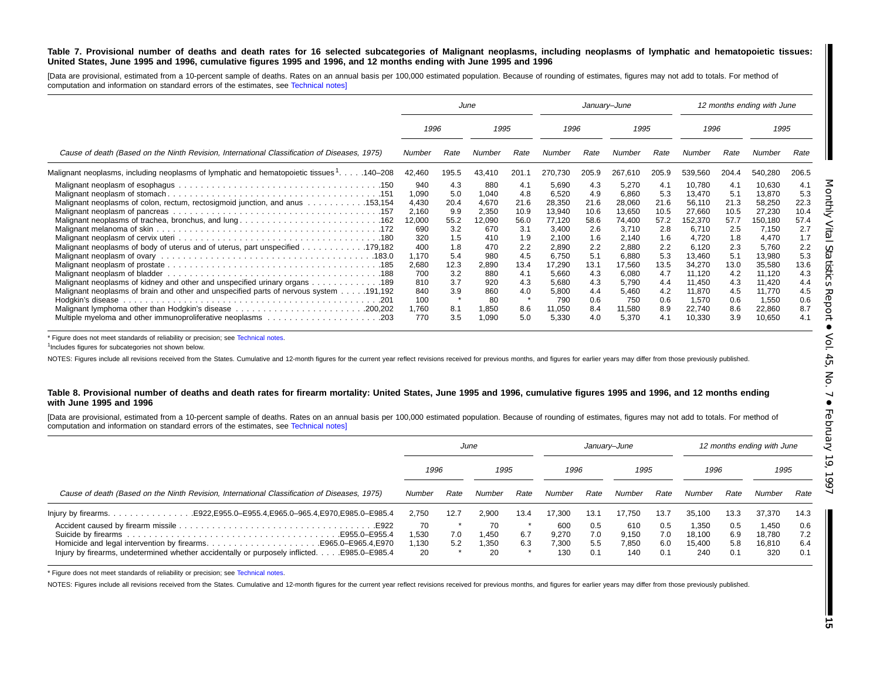**Table 7. Provisional number of deaths and death rates for 16 selected subcategories of Malignant neoplasms, including neoplasms of lymphatic and hematopoietic tissues: United States, June 1995 and 1996, cumulative figures 1995 and 1996, and 12 months ending with June 1995 and 1996**

[Data are provisional, estimated from a 10-percent sample of deaths. Rates on an annual basis per 100,000 estimated population. Because of rounding of estimates, figures may not add to totals. For method of computation and information on standard errors of the estimates, see Technical notes]

| Cause of death (Based on the Ninth Revision, International Classification of Diseases, 1975) | June | | | | January–June | | | | 12 months ending with June | | | |
|---|---|---|---|---|---|---|---|---|---|---|---|---|
| | 1996 | | 1995 | | 1996 | | 1995 | | 1996 | | 1995 | |
| | Number | Rate | Number | Rate | Number | Rate | Number | Rate | Number | Rate | Number | Rate |
| Malignant neoplasms, including neoplasms of lymphatic and hematopoietic tissues[1] . . . . .140–208 | 42,460 | 195.5 | 43,410 | 201.1 | 270,730 | 205.9 | 267,610 | 205.9 | 539,560 | 204.4 | 540,280 | 206.5 |
| Malignant neoplasm of esophagus . . . . .150 | 940 | 4.3 | 880 | 4.1 | 5,690 | 4.3 | 5,270 | 4.1 | 10,780 | 4.1 | 10,630 | 4.1 |
| Malignant neoplasm of stomach . . . . .151 | 1,090 | 5.0 | 1,040 | 4.8 | 6,520 | 4.9 | 6,860 | 5.3 | 13,470 | 5.1 | 13,870 | 5.3 |
| Malignant neoplasms of colon, rectum, rectosigmoid junction, and anus . . . . .153,154 | 4,430 | 20.4 | 4,670 | 21.6 | 28,350 | 21.6 | 28,060 | 21.6 | 56,110 | 21.3 | 58,250 | 22.3 |
| Malignant neoplasm of pancreas . . . . .157 | 2,160 | 9.9 | 2,350 | 10.9 | 13,940 | 10.6 | 13,650 | 10.5 | 27,660 | 10.5 | 27,230 | 10.4 |
| Malignant neoplasms of trachea, bronchus, and lung . . . . .162 | 12,000 | 55.2 | 12,090 | 56.0 | 77,120 | 58.6 | 74,400 | 57.2 | 152,370 | 57.7 | 150,180 | 57.4 |
| Malignant melanoma of skin . . . . .172 | 690 | 3.2 | 670 | 3.1 | 3,400 | 2.6 | 3,710 | 2.8 | 6,710 | 2.5 | 7,150 | 2.7 |
| Malignant neoplasm of cervix uteri . . . . .180 | 320 | 1.5 | 410 | 1.9 | 2,100 | 1.6 | 2,140 | 1.6 | 4,720 | 1.8 | 4,470 | 1.7 |
| Malignant neoplasms of body of uterus and of uterus, part unspecified . . . . .179,182 | 400 | 1.8 | 470 | 2.2 | 2,890 | 2.2 | 2,880 | 2.2 | 6,120 | 2.3 | 5,760 | 2.2 |
| Malignant neoplasm of ovary . . . . .183.0 | 1,170 | 5.4 | 980 | 4.5 | 6,750 | 5.1 | 6,880 | 5.3 | 13,460 | 5.1 | 13,980 | 5.3 |
| Malignant neoplasm of prostate . . . . .185 | 2,680 | 12.3 | 2,890 | 13.4 | 17,290 | 13.1 | 17,560 | 13.5 | 34,270 | 13.0 | 35,580 | 13.6 |
| Malignant neoplasm of bladder . . . . .188 | 700 | 3.2 | 880 | 4.1 | 5,660 | 4.3 | 6,080 | 4.7 | 11,120 | 4.2 | 11,120 | 4.3 |
| Malignant neoplasms of kidney and other and unspecified urinary organs . . . . .189 | 810 | 3.7 | 920 | 4.3 | 5,680 | 4.3 | 5,790 | 4.4 | 11,450 | 4.3 | 11,420 | 4.4 |
| Malignant neoplasms of brain and other and unspecified parts of nervous system . . . . .191,192 | 840 | 3.9 | 860 | 4.0 | 5,800 | 4.4 | 5,460 | 4.2 | 11,870 | 4.5 | 11,770 | 4.5 |
| Hodgkin's disease . . . . .201 | 100 | * | 80 | * | 790 | 0.6 | 750 | 0.6 | 1,570 | 0.6 | 1,550 | 0.6 |
| Malignant lymphoma other than Hodgkin's disease . . . . .200,202 | 1,760 | 8.1 | 1,850 | 8.6 | 11,050 | 8.4 | 11,580 | 8.9 | 22,740 | 8.6 | 22,860 | 8.7 |
| Multiple myeloma and other immunoproliferative neoplasms . . . . .203 | 770 | 3.5 | 1,090 | 5.0 | 5,330 | 4.0 | 5,370 | 4.1 | 10,330 | 3.9 | 10,650 | 4.1 |

\* Figure does not meet standards of reliability or precision; see Technical notes.

[1]Includes figures for subcategories not shown below.

NOTES: Figures include all revisions received from the States. Cumulative and 12-month figures for the current year reflect revisions received for previous months, and figures for earlier years may differ from those previously published.

**Table 8. Provisional number of deaths and death rates for firearm mortality: United States, June 1995 and 1996, cumulative figures 1995 and 1996, and 12 months ending with June 1995 and 1996**

[Data are provisional, estimated from a 10-percent sample of deaths. Rates on an annual basis per 100,000 estimated population. Because of rounding of estimates, figures may not add to totals. For method of computation and information on standard errors of the estimates, see Technical notes]

| Cause of death (Based on the Ninth Revision, International Classification of Diseases, 1975) | June | | | | January–June | | | | 12 months ending with June | | | |
|---|---|---|---|---|---|---|---|---|---|---|---|---|
| | 1996 | | 1995 | | 1996 | | 1995 | | 1996 | | 1995 | |
| | Number | Rate | Number | Rate | Number | Rate | Number | Rate | Number | Rate | Number | Rate |
| Injury by firearms. . . . . .E922,E955.0–E955.4,E965.0–965.4,E970,E985.0–E985.4 | 2,750 | 12.7 | 2,900 | 13.4 | 17,300 | 13.1 | 17,750 | 13.7 | 35,100 | 13.3 | 37,370 | 14.3 |
| Accident caused by firearm missile . . . . .E922 | 70 | * | 70 | * | 600 | 0.5 | 610 | 0.5 | 1,350 | 0.5 | 1,450 | 0.6 |
| Suicide by firearms . . . . .E955.0–E955.4 | 1,530 | 7.0 | 1,450 | 6.7 | 9,270 | 7.0 | 9,150 | 7.0 | 18,100 | 6.9 | 18,780 | 7.2 |
| Homicide and legal intervention by firearms. . . . . .E965.0–E965.4,E970 | 1,130 | 5.2 | 1,350 | 6.3 | 7,300 | 5.5 | 7,850 | 6.0 | 15,400 | 5.8 | 16,810 | 6.4 |
| Injury by firearms, undetermined whether accidentally or purposely inflicted. . . . .E985.0–E985.4 | 20 | * | 20 | * | 130 | 0.1 | 140 | 0.1 | 240 | 0.1 | 320 | 0.1 |

\* Figure does not meet standards of reliability or precision; see Technical notes.

NOTES: Figures include all revisions received from the States. Cumulative and 12-month figures for the current year reflect revisions received for previous months, and figures for earlier years may differ from those previously published.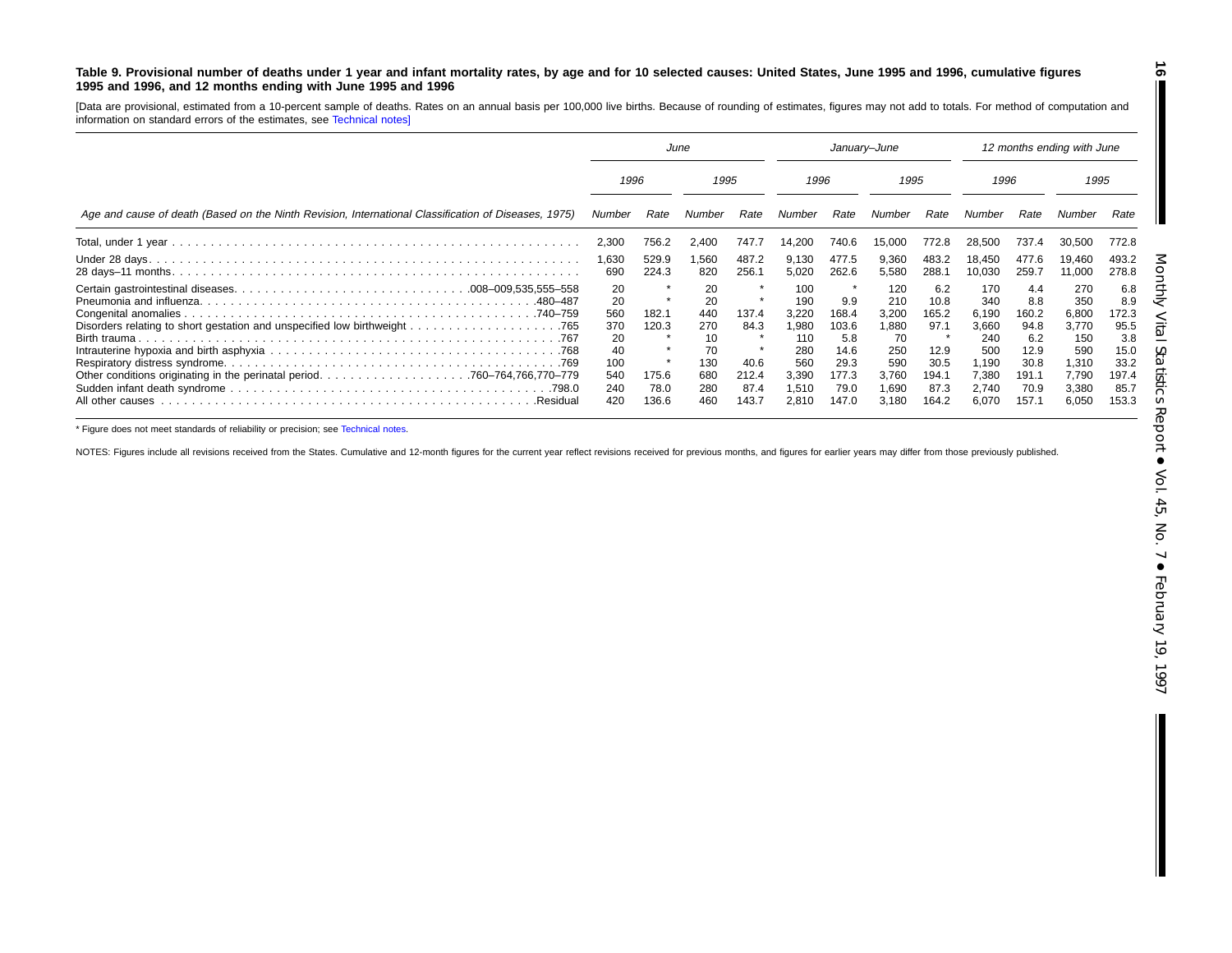**Table 9. Provisional number of deaths under 1 year and infant mortality rates, by age and for 10 selected causes: United States, June 1995 and 1996, cumulative figures 1995 and 1996, and 12 months ending with June 1995 and 1996**

[Data are provisional, estimated from a 10-percent sample of deaths. Rates on an annual basis per 100,000 live births. Because of rounding of estimates, figures may not add to totals. For method of computation and information on standard errors of the estimates, see Technical notes]

| Age and cause of death (Based on the Ninth Revision, International Classification of Diseases, 1975) | June | | | | January–June | | | | 12 months ending with June | | | |
|---|---|---|---|---|---|---|---|---|---|---|---|---|
| | 1996 | | 1995 | | 1996 | | 1995 | | 1996 | | 1995 | |
| | Number | Rate | Number | Rate | Number | Rate | Number | Rate | Number | Rate | Number | Rate |
| Total, under 1 year | 2,300 | 756.2 | 2,400 | 747.7 | 14,200 | 740.6 | 15,000 | 772.8 | 28,500 | 737.4 | 30,500 | 772.8 |
| Under 28 days | 1,630 | 529.9 | 1,560 | 487.2 | 9,130 | 477.5 | 9,360 | 483.2 | 18,450 | 477.6 | 19,460 | 493.2 |
| 28 days–11 months | 690 | 224.3 | 820 | 256.1 | 5,020 | 262.6 | 5,580 | 288.1 | 10,030 | 259.7 | 11,000 | 278.8 |
| Certain gastrointestinal diseases ...008–009,535,555–558 | 20 | * | 20 | * | 100 | * | 120 | 6.2 | 170 | 4.4 | 270 | 6.8 |
| Pneumonia and influenza ...480–487 | 20 | * | 20 | * | 190 | 9.9 | 210 | 10.8 | 340 | 8.8 | 350 | 8.9 |
| Congenital anomalies ...740–759 | 560 | 182.1 | 440 | 137.4 | 3,220 | 168.4 | 3,200 | 165.2 | 6,190 | 160.2 | 6,800 | 172.3 |
| Disorders relating to short gestation and unspecified low birthweight ...765 | 370 | 120.3 | 270 | 84.3 | 1,980 | 103.6 | 1,880 | 97.1 | 3,660 | 94.8 | 3,770 | 95.5 |
| Birth trauma ...767 | 20 | * | 10 | * | 110 | 5.8 | 70 | * | 240 | 6.2 | 150 | 3.8 |
| Intrauterine hypoxia and birth asphyxia ...768 | 40 | * | 70 | * | 280 | 14.6 | 250 | 12.9 | 500 | 12.9 | 590 | 15.0 |
| Respiratory distress syndrome ...769 | 100 | * | 130 | 40.6 | 560 | 29.3 | 590 | 30.5 | 1,190 | 30.8 | 1,310 | 33.2 |
| Other conditions originating in the perinatal period ...760–764,766,770–779 | 540 | 175.6 | 680 | 212.4 | 3,390 | 177.3 | 3,760 | 194.1 | 7,380 | 191.1 | 7,790 | 197.4 |
| Sudden infant death syndrome ...798.0 | 240 | 78.0 | 280 | 87.4 | 1,510 | 79.0 | 1,690 | 87.3 | 2,740 | 70.9 | 3,380 | 85.7 |
| All other causes ...Residual | 420 | 136.6 | 460 | 143.7 | 2,810 | 147.0 | 3,180 | 164.2 | 6,070 | 157.1 | 6,050 | 153.3 |

* Figure does not meet standards of reliability or precision; see Technical notes.

NOTES: Figures include all revisions received from the States. Cumulative and 12-month figures for the current year reflect revisions received for previous months, and figures for earlier years may differ from those previously published.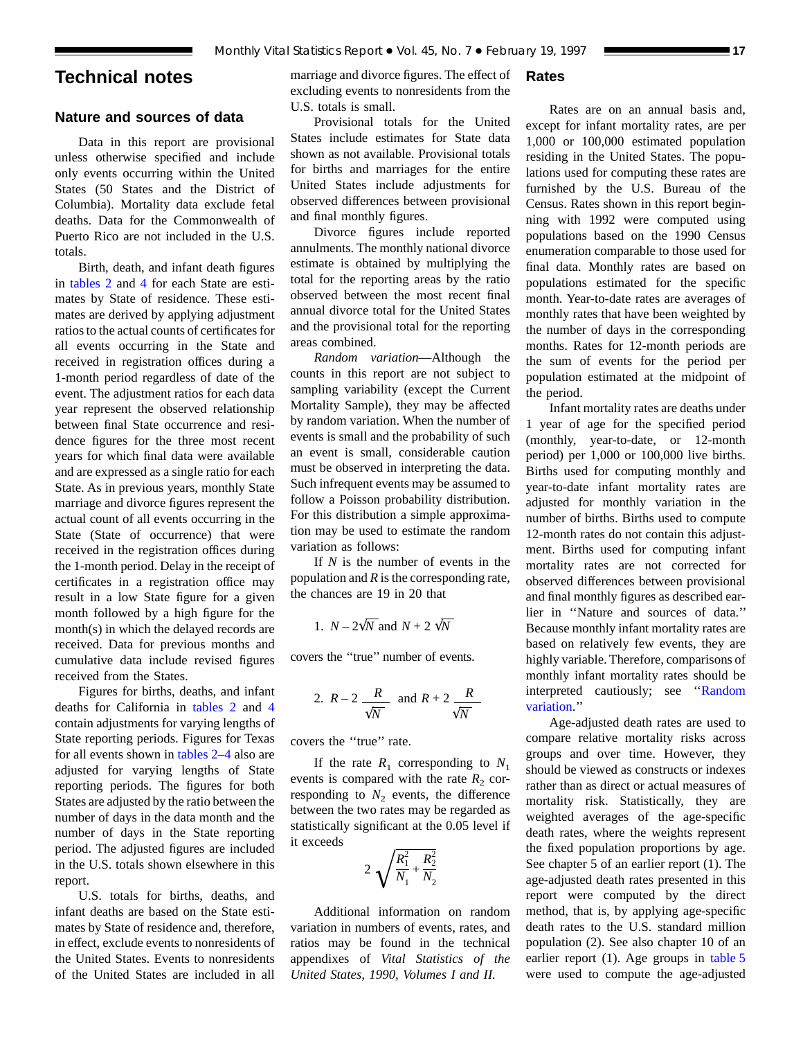# Technical notes

## Nature and sources of data

Data in this report are provisional unless otherwise specified and include only events occurring within the United States (50 States and the District of Columbia). Mortality data exclude fetal deaths. Data for the Commonwealth of Puerto Rico are not included in the U.S. totals.

Birth, death, and infant death figures in tables 2 and 4 for each State are estimates by State of residence. These estimates are derived by applying adjustment ratios to the actual counts of certificates for all events occurring in the State and received in registration offices during a 1-month period regardless of date of the event. The adjustment ratios for each data year represent the observed relationship between final State occurrence and residence figures for the three most recent years for which final data were available and are expressed as a single ratio for each State. As in previous years, monthly State marriage and divorce figures represent the actual count of all events occurring in the State (State of occurrence) that were received in the registration offices during the 1-month period. Delay in the receipt of certificates in a registration office may result in a low State figure for a given month followed by a high figure for the month(s) in which the delayed records are received. Data for previous months and cumulative data include revised figures received from the States.

Figures for births, deaths, and infant deaths for California in tables 2 and 4 contain adjustments for varying lengths of State reporting periods. Figures for Texas for all events shown in tables 2–4 also are adjusted for varying lengths of State reporting periods. The figures for both States are adjusted by the ratio between the number of days in the data month and the number of days in the State reporting period. The adjusted figures are included in the U.S. totals shown elsewhere in this report.

U.S. totals for births, deaths, and infant deaths are based on the State estimates by State of residence and, therefore, in effect, exclude events to nonresidents of the United States. Events to nonresidents of the United States are included in all marriage and divorce figures. The effect of excluding events to nonresidents from the U.S. totals is small.

Provisional totals for the United States include estimates for State data shown as not available. Provisional totals for births and marriages for the entire United States include adjustments for observed differences between provisional and final monthly figures.

Divorce figures include reported annulments. The monthly national divorce estimate is obtained by multiplying the total for the reporting areas by the ratio observed between the most recent final annual divorce total for the United States and the provisional total for the reporting areas combined.

*Random variation*—Although the counts in this report are not subject to sampling variability (except the Current Mortality Sample), they may be affected by random variation. When the number of events is small and the probability of such an event is small, considerable caution must be observed in interpreting the data. Such infrequent events may be assumed to follow a Poisson probability distribution. For this distribution a simple approximation may be used to estimate the random variation as follows:

If $N$ is the number of events in the population and $R$ is the corresponding rate, the chances are 19 in 20 that

1. $N - 2\sqrt{N}$ and $N + 2\sqrt{N}$

covers the ''true'' number of events.

2. $R - 2\dfrac{R}{\sqrt{N}}$ and $R + 2\dfrac{R}{\sqrt{N}}$

covers the ''true'' rate.

If the rate $R_1$ corresponding to $N_1$ events is compared with the rate $R_2$ corresponding to $N_2$ events, the difference between the two rates may be regarded as statistically significant at the 0.05 level if it exceeds

$$2\sqrt{\frac{R_1^2}{N_1} + \frac{R_2^2}{N_2}}$$

Additional information on random variation in numbers of events, rates, and ratios may be found in the technical appendixes of *Vital Statistics of the United States, 1990, Volumes I and II.*

## Rates

Rates are on an annual basis and, except for infant mortality rates, are per 1,000 or 100,000 estimated population residing in the United States. The populations used for computing these rates are furnished by the U.S. Bureau of the Census. Rates shown in this report beginning with 1992 were computed using populations based on the 1990 Census enumeration comparable to those used for final data. Monthly rates are based on populations estimated for the specific month. Year-to-date rates are averages of monthly rates that have been weighted by the number of days in the corresponding months. Rates for 12-month periods are the sum of events for the period per population estimated at the midpoint of the period.

Infant mortality rates are deaths under 1 year of age for the specified period (monthly, year-to-date, or 12-month period) per 1,000 or 100,000 live births. Births used for computing monthly and year-to-date infant mortality rates are adjusted for monthly variation in the number of births. Births used to compute 12-month rates do not contain this adjustment. Births used for computing infant mortality rates are not corrected for observed differences between provisional and final monthly figures as described earlier in ''Nature and sources of data.'' Because monthly infant mortality rates are based on relatively few events, they are highly variable. Therefore, comparisons of monthly infant mortality rates should be interpreted cautiously; see ''Random variation.''

Age-adjusted death rates are used to compare relative mortality risks across groups and over time. However, they should be viewed as constructs or indexes rather than as direct or actual measures of mortality risk. Statistically, they are weighted averages of the age-specific death rates, where the weights represent the fixed population proportions by age. See chapter 5 of an earlier report (1). The age-adjusted death rates presented in this report were computed by the direct method, that is, by applying age-specific death rates to the U.S. standard million population (2). See also chapter 10 of an earlier report (1). Age groups in table 5 were used to compute the age-adjusted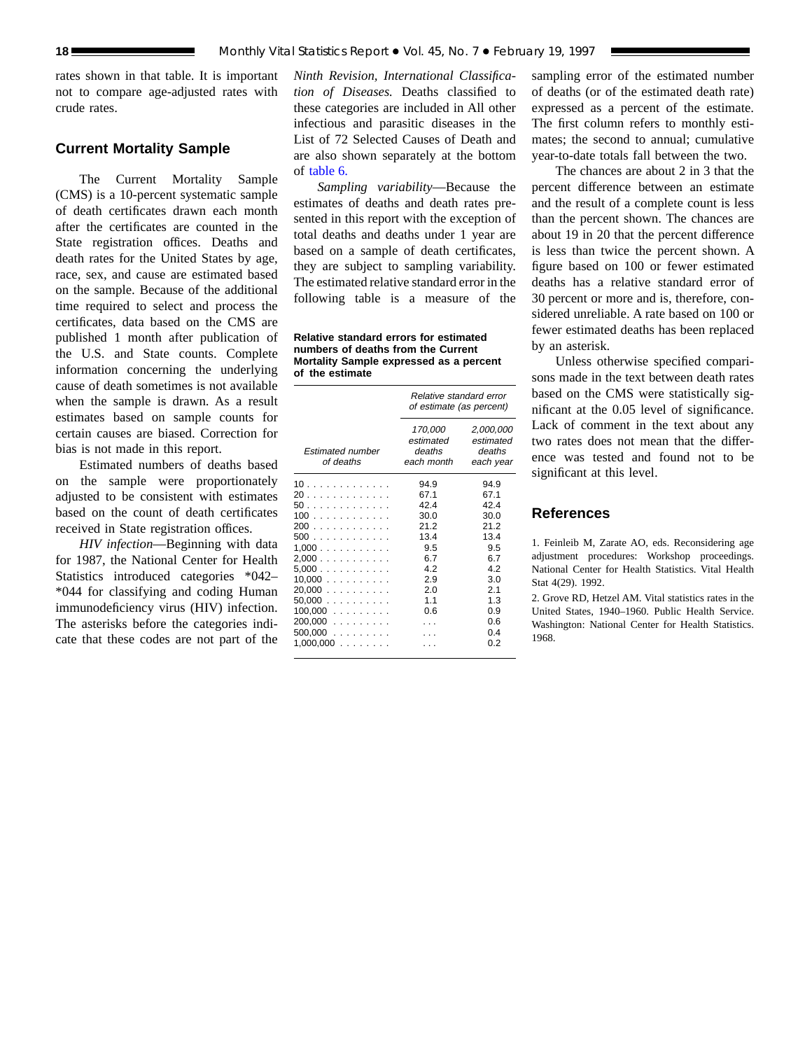rates shown in that table. It is important not to compare age-adjusted rates with crude rates.

## Current Mortality Sample

The Current Mortality Sample (CMS) is a 10-percent systematic sample of death certificates drawn each month after the certificates are counted in the State registration offices. Deaths and death rates for the United States by age, race, sex, and cause are estimated based on the sample. Because of the additional time required to select and process the certificates, data based on the CMS are published 1 month after publication of the U.S. and State counts. Complete information concerning the underlying cause of death sometimes is not available when the sample is drawn. As a result estimates based on sample counts for certain causes are biased. Correction for bias is not made in this report.

Estimated numbers of deaths based on the sample were proportionately adjusted to be consistent with estimates based on the count of death certificates received in State registration offices.

*HIV infection*—Beginning with data for 1987, the National Center for Health Statistics introduced categories *042–*044 for classifying and coding Human immunodeficiency virus (HIV) infection. The asterisks before the categories indicate that these codes are not part of the *Ninth Revision, International Classification of Diseases.* Deaths classified to these categories are included in All other infectious and parasitic diseases in the List of 72 Selected Causes of Death and are also shown separately at the bottom of table 6.

*Sampling variability*—Because the estimates of deaths and death rates presented in this report with the exception of total deaths and deaths under 1 year are based on a sample of death certificates, they are subject to sampling variability. The estimated relative standard error in the following table is a measure of the sampling error of the estimated number of deaths (or of the estimated death rate) expressed as a percent of the estimate. The first column refers to monthly estimates; the second to annual; cumulative year-to-date totals fall between the two.

**Relative standard errors for estimated numbers of deaths from the Current Mortality Sample expressed as a percent of the estimate**

| | Relative standard error of estimate (as percent) | |
|---|---|---|
| *Estimated number of deaths* | *170,000 estimated deaths each month* | *2,000,000 estimated deaths each year* |
| 10 | 94.9 | 94.9 |
| 20 | 67.1 | 67.1 |
| 50 | 42.4 | 42.4 |
| 100 | 30.0 | 30.0 |
| 200 | 21.2 | 21.2 |
| 500 | 13.4 | 13.4 |
| 1,000 | 9.5 | 9.5 |
| 2,000 | 6.7 | 6.7 |
| 5,000 | 4.2 | 4.2 |
| 10,000 | 2.9 | 3.0 |
| 20,000 | 2.0 | 2.1 |
| 50,000 | 1.1 | 1.3 |
| 100,000 | 0.6 | 0.9 |
| 200,000 | . . . | 0.6 |
| 500,000 | . . . | 0.4 |
| 1,000,000 | . . . | 0.2 |

The chances are about 2 in 3 that the percent difference between an estimate and the result of a complete count is less than the percent shown. The chances are about 19 in 20 that the percent difference is less than twice the percent shown. A figure based on 100 or fewer estimated deaths has a relative standard error of 30 percent or more and is, therefore, considered unreliable. A rate based on 100 or fewer estimated deaths has been replaced by an asterisk.

Unless otherwise specified comparisons made in the text between death rates based on the CMS were statistically significant at the 0.05 level of significance. Lack of comment in the text about any two rates does not mean that the difference was tested and found not to be significant at this level.

## References

1. Feinleib M, Zarate AO, eds. Reconsidering age adjustment procedures: Workshop proceedings. National Center for Health Statistics. Vital Health Stat 4(29). 1992.

2. Grove RD, Hetzel AM. Vital statistics rates in the United States, 1940–1960. Public Health Service. Washington: National Center for Health Statistics. 1968.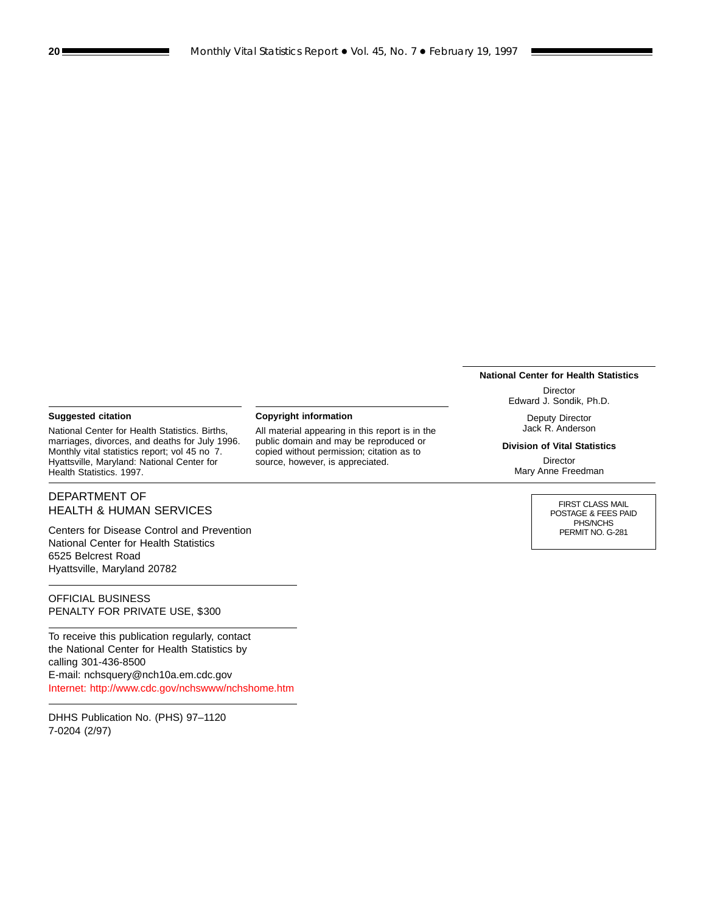**Suggested citation**

National Center for Health Statistics. Births, marriages, divorces, and deaths for July 1996. Monthly vital statistics report; vol 45 no 7. Hyattsville, Maryland: National Center for Health Statistics. 1997.

**Copyright information**

All material appearing in this report is in the public domain and may be reproduced or copied without permission; citation as to source, however, is appreciated.

**National Center for Health Statistics**

Director
Edward J. Sondik, Ph.D.

Deputy Director
Jack R. Anderson

**Division of Vital Statistics**

Director
Mary Anne Freedman

DEPARTMENT OF
HEALTH & HUMAN SERVICES

Centers for Disease Control and Prevention
National Center for Health Statistics
6525 Belcrest Road
Hyattsville, Maryland 20782

OFFICIAL BUSINESS
PENALTY FOR PRIVATE USE, $300

To receive this publication regularly, contact the National Center for Health Statistics by calling 301-436-8500
E-mail: nchsquery@nch10a.em.cdc.gov
Internet: http://www.cdc.gov/nchswww/nchshome.htm

DHHS Publication No. (PHS) 97–1120
7-0204 (2/97)

FIRST CLASS MAIL
POSTAGE & FEES PAID
PHS/NCHS
PERMIT NO. G-281